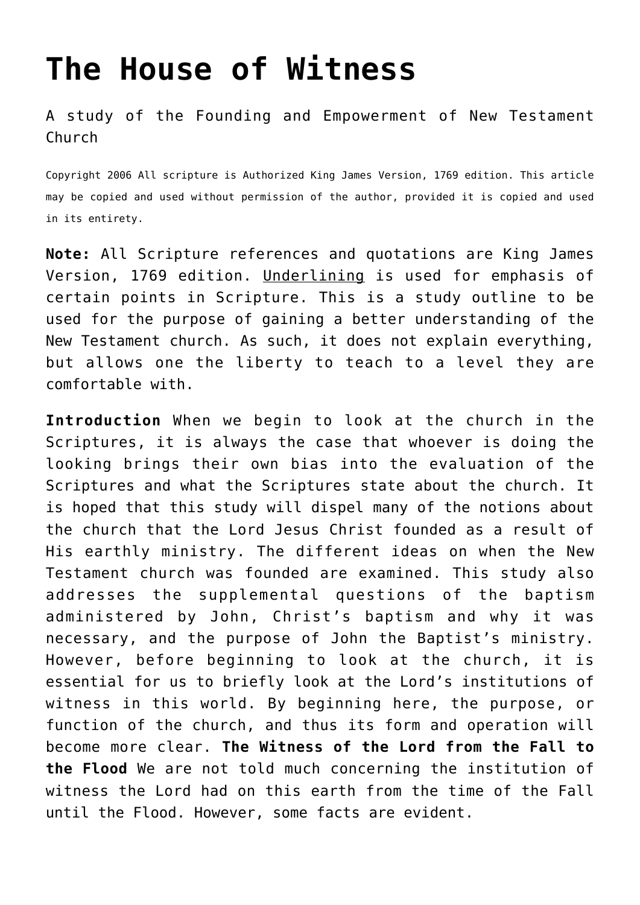# The House of Witness

A study of the Founding and Empowerment of New Testament Church

Copyright 2006 All scripture is Authorized King James Version, 1769 edition. This article may be copied and used without permission of the author, provided it is copied and used in its entirety.

**Note:** All Scripture references and quotations are King James Version, 1769 edition. <u>Underlining</u> is used for emphasis of certain points in Scripture. This is a study outline to be used for the purpose of gaining a better understanding of the New Testament church. As such, it does not explain everything, but allows one the liberty to teach to a level they are comfortable with.

**Introduction** When we begin to look at the church in the Scriptures, it is always the case that whoever is doing the looking brings their own bias into the evaluation of the Scriptures and what the Scriptures state about the church. It is hoped that this study will dispel many of the notions about the church that the Lord Jesus Christ founded as a result of His earthly ministry. The different ideas on when the New Testament church was founded are examined. This study also addresses the supplemental questions of the baptism administered by John, Christ's baptism and why it was necessary, and the purpose of John the Baptist's ministry. However, before beginning to look at the church, it is essential for us to briefly look at the Lord's institutions of witness in this world. By beginning here, the purpose, or function of the church, and thus its form and operation will become more clear. **The Witness of the Lord from the Fall to the Flood** We are not told much concerning the institution of witness the Lord had on this earth from the time of the Fall until the Flood. However, some facts are evident.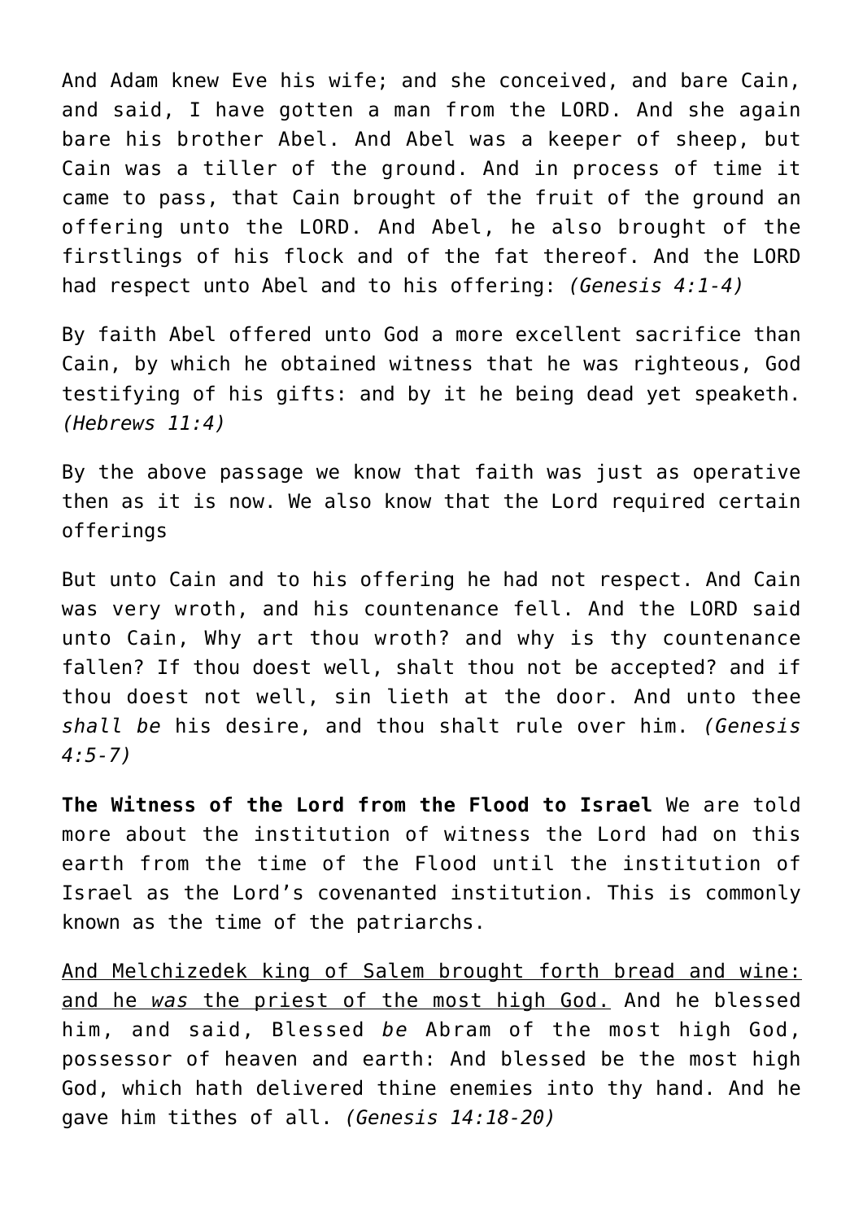And Adam knew Eve his wife; and she conceived, and bare Cain, and said, I have gotten a man from the LORD. And she again bare his brother Abel. And Abel was a keeper of sheep, but Cain was a tiller of the ground. And in process of time it came to pass, that Cain brought of the fruit of the ground an offering unto the LORD. And Abel, he also brought of the firstlings of his flock and of the fat thereof. And the LORD had respect unto Abel and to his offering: *(Genesis 4:1-4)*

By faith Abel offered unto God a more excellent sacrifice than Cain, by which he obtained witness that he was righteous, God testifying of his gifts: and by it he being dead yet speaketh. *(Hebrews 11:4)*

By the above passage we know that faith was just as operative then as it is now. We also know that the Lord required certain offerings

But unto Cain and to his offering he had not respect. And Cain was very wroth, and his countenance fell. And the LORD said unto Cain, Why art thou wroth? and why is thy countenance fallen? If thou doest well, shalt thou not be accepted? and if thou doest not well, sin lieth at the door. And unto thee *shall be* his desire, and thou shalt rule over him. *(Genesis 4:5-7)*

**The Witness of the Lord from the Flood to Israel** We are told more about the institution of witness the Lord had on this earth from the time of the Flood until the institution of Israel as the Lord's covenanted institution. This is commonly known as the time of the patriarchs.

<u>And Melchizedek king of Salem brought forth bread and wine: and he *was* the priest of the most high God.</u> And he blessed him, and said, Blessed *be* Abram of the most high God, possessor of heaven and earth: And blessed be the most high God, which hath delivered thine enemies into thy hand. And he gave him tithes of all. *(Genesis 14:18-20)*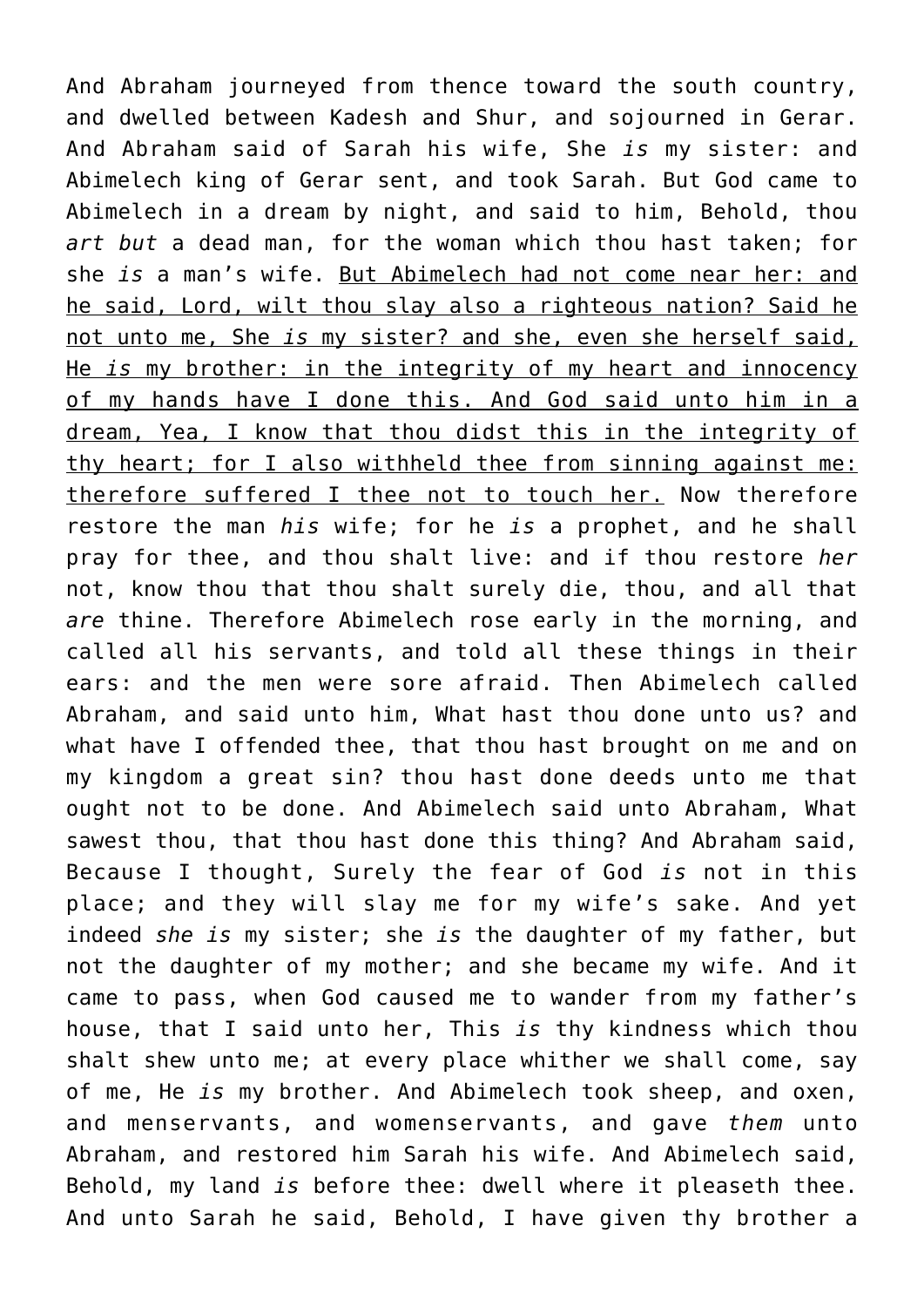And Abraham journeyed from thence toward the south country, and dwelled between Kadesh and Shur, and sojourned in Gerar. And Abraham said of Sarah his wife, She *is* my sister: and Abimelech king of Gerar sent, and took Sarah. But God came to Abimelech in a dream by night, and said to him, Behold, thou *art but* a dead man, for the woman which thou hast taken; for she *is* a man's wife. <u>But Abimelech had not come near her: and he said, Lord, wilt thou slay also a righteous nation? Said he not unto me, She *is* my sister? and she, even she herself said, He *is* my brother: in the integrity of my heart and innocency of my hands have I done this. And God said unto him in a dream, Yea, I know that thou didst this in the integrity of thy heart; for I also withheld thee from sinning against me: therefore suffered I thee not to touch her.</u> Now therefore restore the man *his* wife; for he *is* a prophet, and he shall pray for thee, and thou shalt live: and if thou restore *her* not, know thou that thou shalt surely die, thou, and all that *are* thine. Therefore Abimelech rose early in the morning, and called all his servants, and told all these things in their ears: and the men were sore afraid. Then Abimelech called Abraham, and said unto him, What hast thou done unto us? and what have I offended thee, that thou hast brought on me and on my kingdom a great sin? thou hast done deeds unto me that ought not to be done. And Abimelech said unto Abraham, What sawest thou, that thou hast done this thing? And Abraham said, Because I thought, Surely the fear of God *is* not in this place; and they will slay me for my wife's sake. And yet indeed *she is* my sister; she *is* the daughter of my father, but not the daughter of my mother; and she became my wife. And it came to pass, when God caused me to wander from my father's house, that I said unto her, This *is* thy kindness which thou shalt shew unto me; at every place whither we shall come, say of me, He *is* my brother. And Abimelech took sheep, and oxen, and menservants, and womenservants, and gave *them* unto Abraham, and restored him Sarah his wife. And Abimelech said, Behold, my land *is* before thee: dwell where it pleaseth thee. And unto Sarah he said, Behold, I have given thy brother a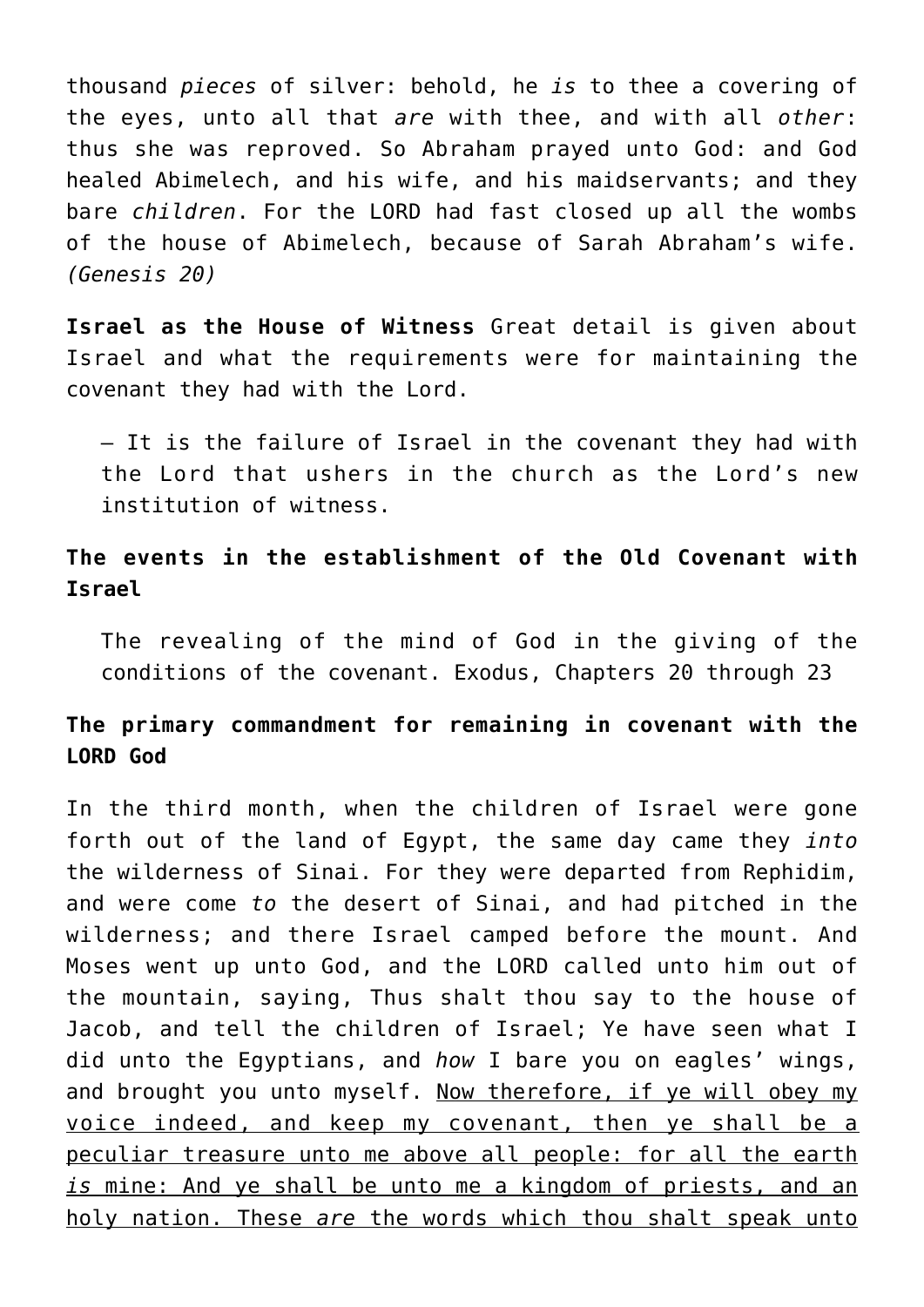thousand *pieces* of silver: behold, he *is* to thee a covering of the eyes, unto all that *are* with thee, and with all *other*: thus she was reproved. So Abraham prayed unto God: and God healed Abimelech, and his wife, and his maidservants; and they bare *children*. For the LORD had fast closed up all the wombs of the house of Abimelech, because of Sarah Abraham's wife. *(Genesis 20)*

**Israel as the House of Witness** Great detail is given about Israel and what the requirements were for maintaining the covenant they had with the Lord.

> – It is the failure of Israel in the covenant they had with the Lord that ushers in the church as the Lord's new institution of witness.

**The events in the establishment of the Old Covenant with Israel**

> The revealing of the mind of God in the giving of the conditions of the covenant. Exodus, Chapters 20 through 23

**The primary commandment for remaining in covenant with the LORD God**

In the third month, when the children of Israel were gone forth out of the land of Egypt, the same day came they *into* the wilderness of Sinai. For they were departed from Rephidim, and were come *to* the desert of Sinai, and had pitched in the wilderness; and there Israel camped before the mount. And Moses went up unto God, and the LORD called unto him out of the mountain, saying, Thus shalt thou say to the house of Jacob, and tell the children of Israel; Ye have seen what I did unto the Egyptians, and *how* I bare you on eagles' wings, and brought you unto myself. <u>Now therefore, if ye will obey my voice indeed, and keep my covenant, then ye shall be a peculiar treasure unto me above all people: for all the earth *is* mine: And ye shall be unto me a kingdom of priests, and an holy nation. These *are* the words which thou shalt speak unto</u>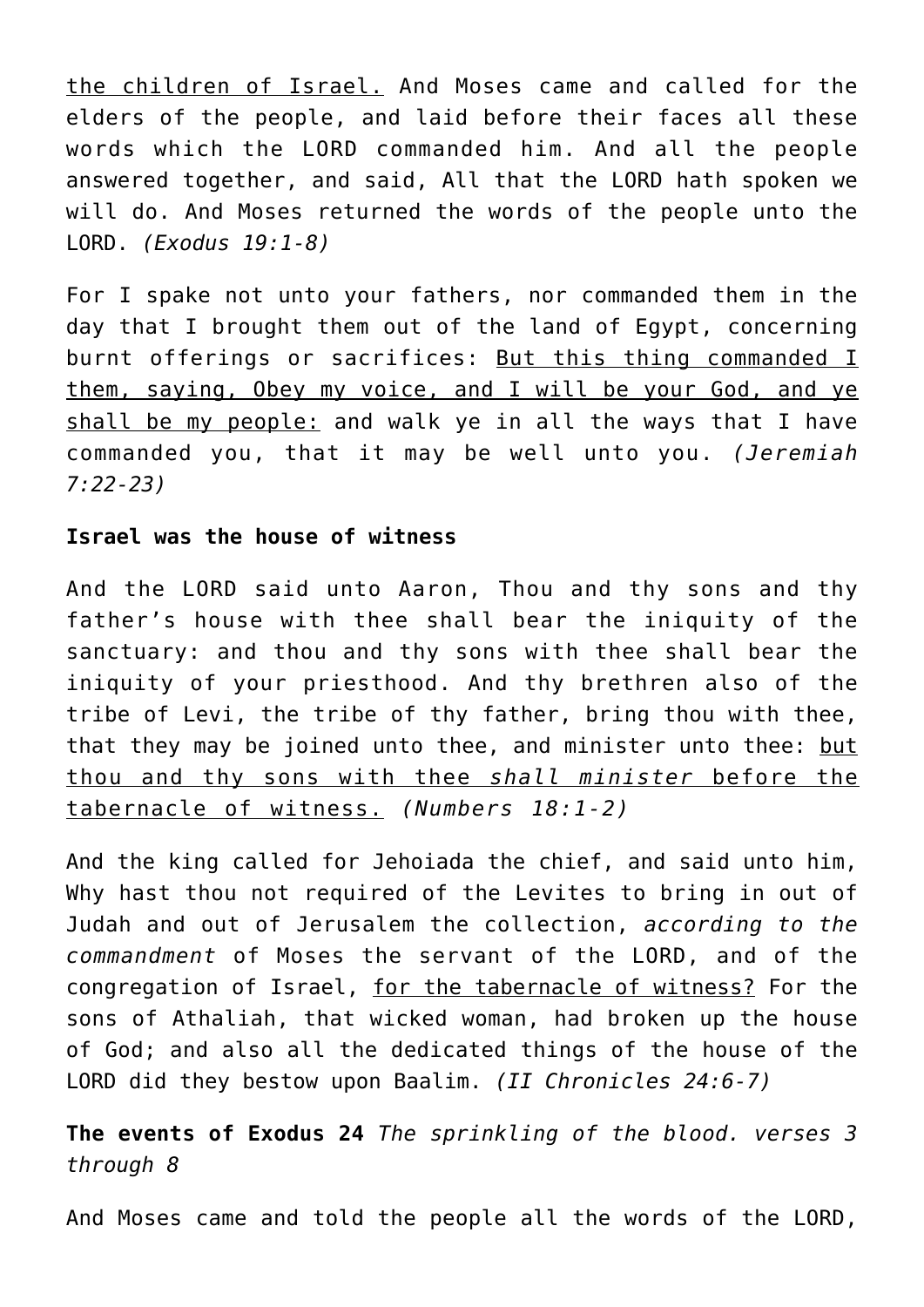<u>the children of Israel.</u> And Moses came and called for the elders of the people, and laid before their faces all these words which the LORD commanded him. And all the people answered together, and said, All that the LORD hath spoken we will do. And Moses returned the words of the people unto the LORD. *(Exodus 19:1-8)*

For I spake not unto your fathers, nor commanded them in the day that I brought them out of the land of Egypt, concerning burnt offerings or sacrifices: <u>But this thing commanded I them, saying, Obey my voice, and I will be your God, and ye shall be my people:</u> and walk ye in all the ways that I have commanded you, that it may be well unto you. *(Jeremiah 7:22-23)*

**Israel was the house of witness**

And the LORD said unto Aaron, Thou and thy sons and thy father's house with thee shall bear the iniquity of the sanctuary: and thou and thy sons with thee shall bear the iniquity of your priesthood. And thy brethren also of the tribe of Levi, the tribe of thy father, bring thou with thee, that they may be joined unto thee, and minister unto thee: <u>but thou and thy sons with thee *shall minister* before the tabernacle of witness.</u> *(Numbers 18:1-2)*

And the king called for Jehoiada the chief, and said unto him, Why hast thou not required of the Levites to bring in out of Judah and out of Jerusalem the collection, *according to the commandment* of Moses the servant of the LORD, and of the congregation of Israel, <u>for the tabernacle of witness?</u> For the sons of Athaliah, that wicked woman, had broken up the house of God; and also all the dedicated things of the house of the LORD did they bestow upon Baalim. *(II Chronicles 24:6-7)*

**The events of Exodus 24** *The sprinkling of the blood. verses 3 through 8*

And Moses came and told the people all the words of the LORD,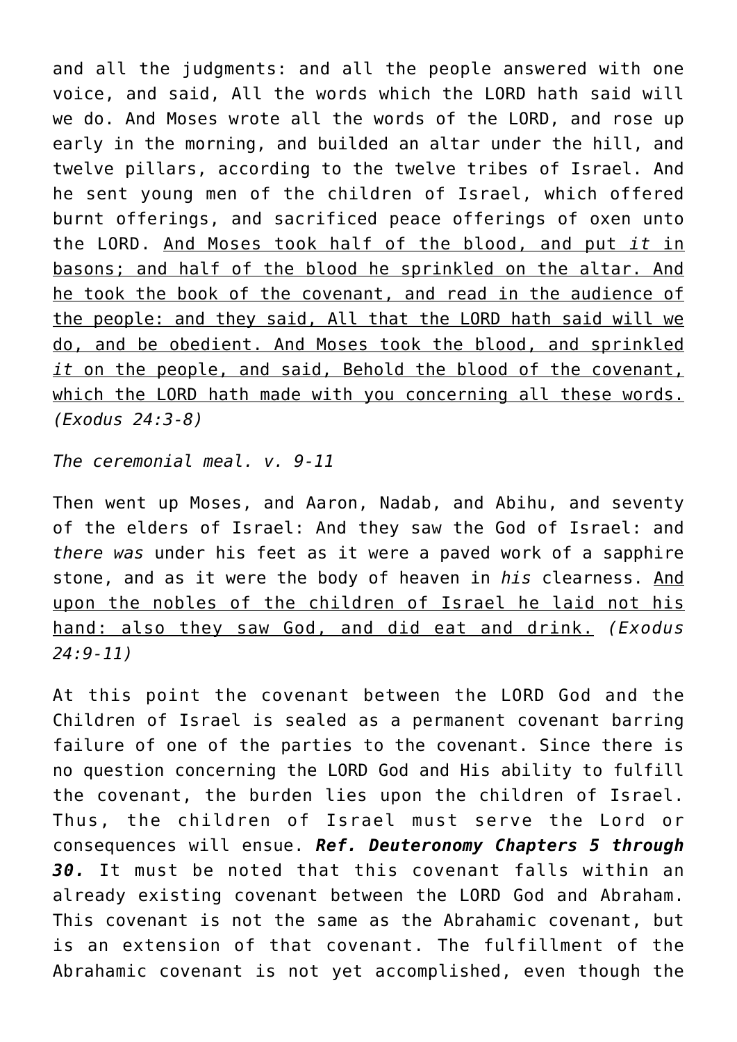and all the judgments: and all the people answered with one voice, and said, All the words which the LORD hath said will we do. And Moses wrote all the words of the LORD, and rose up early in the morning, and builded an altar under the hill, and twelve pillars, according to the twelve tribes of Israel. And he sent young men of the children of Israel, which offered burnt offerings, and sacrificed peace offerings of oxen unto the LORD. <u>And Moses took half of the blood, and put *it* in basons; and half of the blood he sprinkled on the altar. And he took the book of the covenant, and read in the audience of the people: and they said, All that the LORD hath said will we do, and be obedient. And Moses took the blood, and sprinkled *it* on the people, and said, Behold the blood of the covenant, which the LORD hath made with you concerning all these words.</u> *(Exodus 24:3-8)*

*The ceremonial meal. v. 9-11*

Then went up Moses, and Aaron, Nadab, and Abihu, and seventy of the elders of Israel: And they saw the God of Israel: and *there was* under his feet as it were a paved work of a sapphire stone, and as it were the body of heaven in *his* clearness. <u>And upon the nobles of the children of Israel he laid not his hand: also they saw God, and did eat and drink.</u> *(Exodus 24:9-11)*

At this point the covenant between the LORD God and the Children of Israel is sealed as a permanent covenant barring failure of one of the parties to the covenant. Since there is no question concerning the LORD God and His ability to fulfill the covenant, the burden lies upon the children of Israel. Thus, the children of Israel must serve the Lord or consequences will ensue. ***Ref. Deuteronomy Chapters 5 through 30.*** It must be noted that this covenant falls within an already existing covenant between the LORD God and Abraham. This covenant is not the same as the Abrahamic covenant, but is an extension of that covenant. The fulfillment of the Abrahamic covenant is not yet accomplished, even though the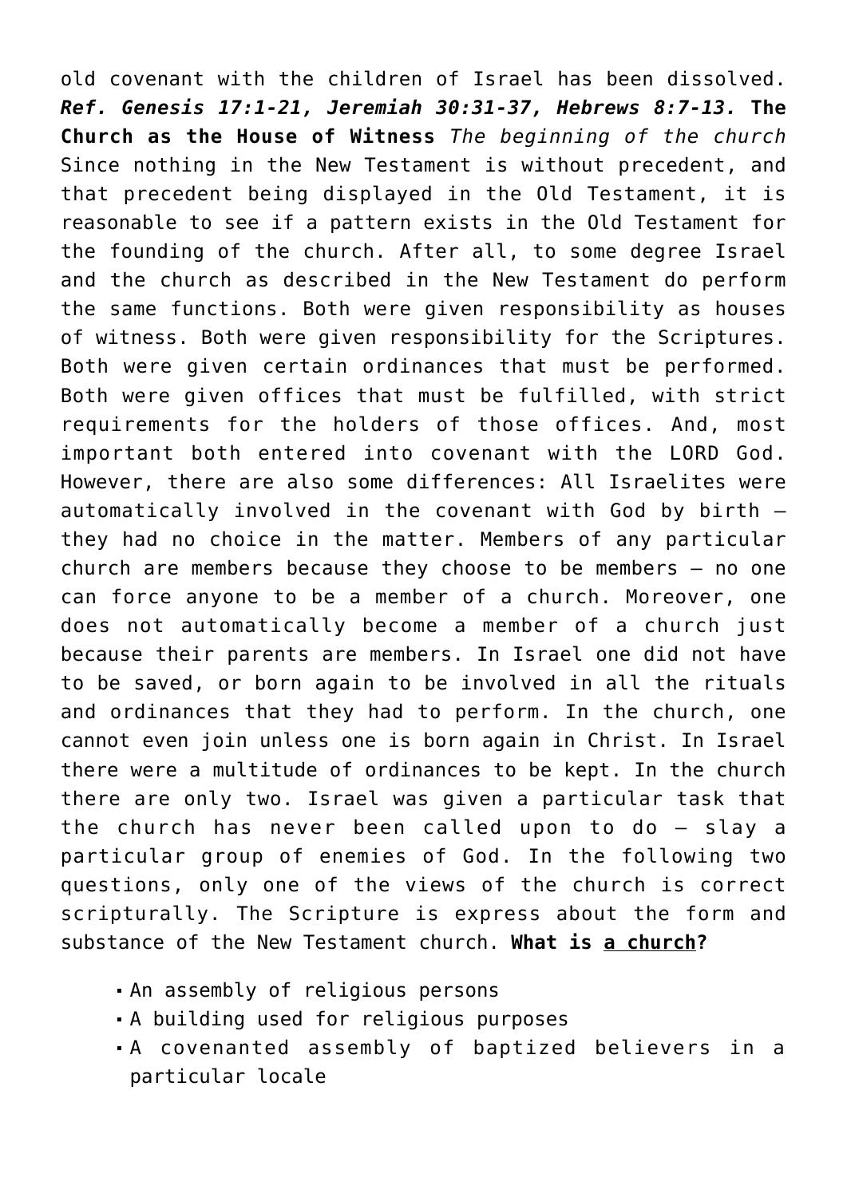old covenant with the children of Israel has been dissolved. ***Ref. Genesis 17:1-21, Jeremiah 30:31-37, Hebrews 8:7-13.*** **The Church as the House of Witness** *The beginning of the church* Since nothing in the New Testament is without precedent, and that precedent being displayed in the Old Testament, it is reasonable to see if a pattern exists in the Old Testament for the founding of the church. After all, to some degree Israel and the church as described in the New Testament do perform the same functions. Both were given responsibility as houses of witness. Both were given responsibility for the Scriptures. Both were given certain ordinances that must be performed. Both were given offices that must be fulfilled, with strict requirements for the holders of those offices. And, most important both entered into covenant with the LORD God. However, there are also some differences: All Israelites were automatically involved in the covenant with God by birth – they had no choice in the matter. Members of any particular church are members because they choose to be members – no one can force anyone to be a member of a church. Moreover, one does not automatically become a member of a church just because their parents are members. In Israel one did not have to be saved, or born again to be involved in all the rituals and ordinances that they had to perform. In the church, one cannot even join unless one is born again in Christ. In Israel there were a multitude of ordinances to be kept. In the church there are only two. Israel was given a particular task that the church has never been called upon to do – slay a particular group of enemies of God. In the following two questions, only one of the views of the church is correct scripturally. The Scripture is express about the form and substance of the New Testament church. **What is <u>a church</u>?**

- An assembly of religious persons
- A building used for religious purposes
- A covenanted assembly of baptized believers in a particular locale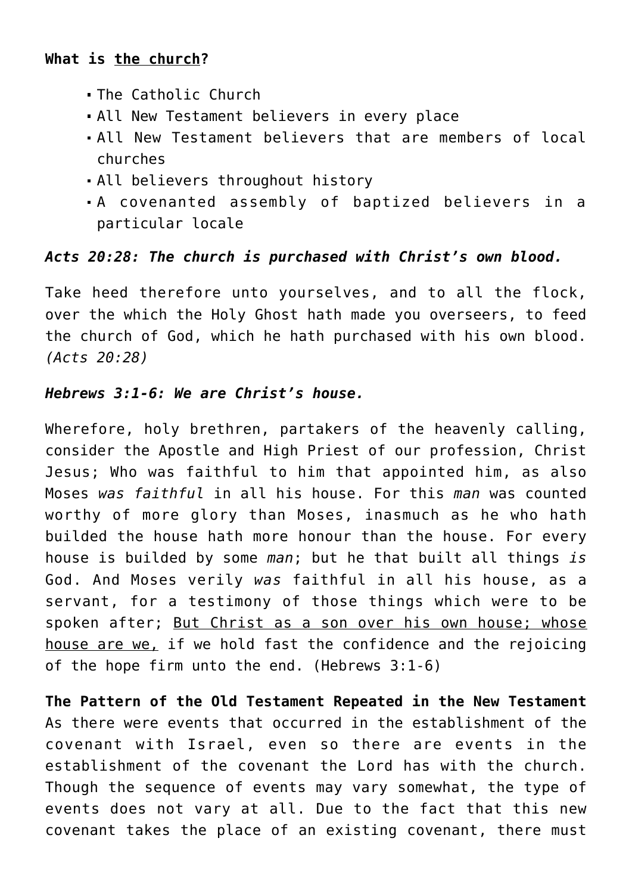**What is <u>the church</u>?**

- The Catholic Church
- All New Testament believers in every place
- All New Testament believers that are members of local churches
- All believers throughout history
- A covenanted assembly of baptized believers in a particular locale

***Acts 20:28: The church is purchased with Christ's own blood.***

Take heed therefore unto yourselves, and to all the flock, over the which the Holy Ghost hath made you overseers, to feed the church of God, which he hath purchased with his own blood. *(Acts 20:28)*

***Hebrews 3:1-6: We are Christ's house.***

Wherefore, holy brethren, partakers of the heavenly calling, consider the Apostle and High Priest of our profession, Christ Jesus; Who was faithful to him that appointed him, as also Moses *was faithful* in all his house. For this *man* was counted worthy of more glory than Moses, inasmuch as he who hath builded the house hath more honour than the house. For every house is builded by some *man*; but he that built all things *is* God. And Moses verily *was* faithful in all his house, as a servant, for a testimony of those things which were to be spoken after; <u>But Christ as a son over his own house; whose house are we,</u> if we hold fast the confidence and the rejoicing of the hope firm unto the end. (Hebrews 3:1-6)

**The Pattern of the Old Testament Repeated in the New Testament**
As there were events that occurred in the establishment of the covenant with Israel, even so there are events in the establishment of the covenant the Lord has with the church. Though the sequence of events may vary somewhat, the type of events does not vary at all. Due to the fact that this new covenant takes the place of an existing covenant, there must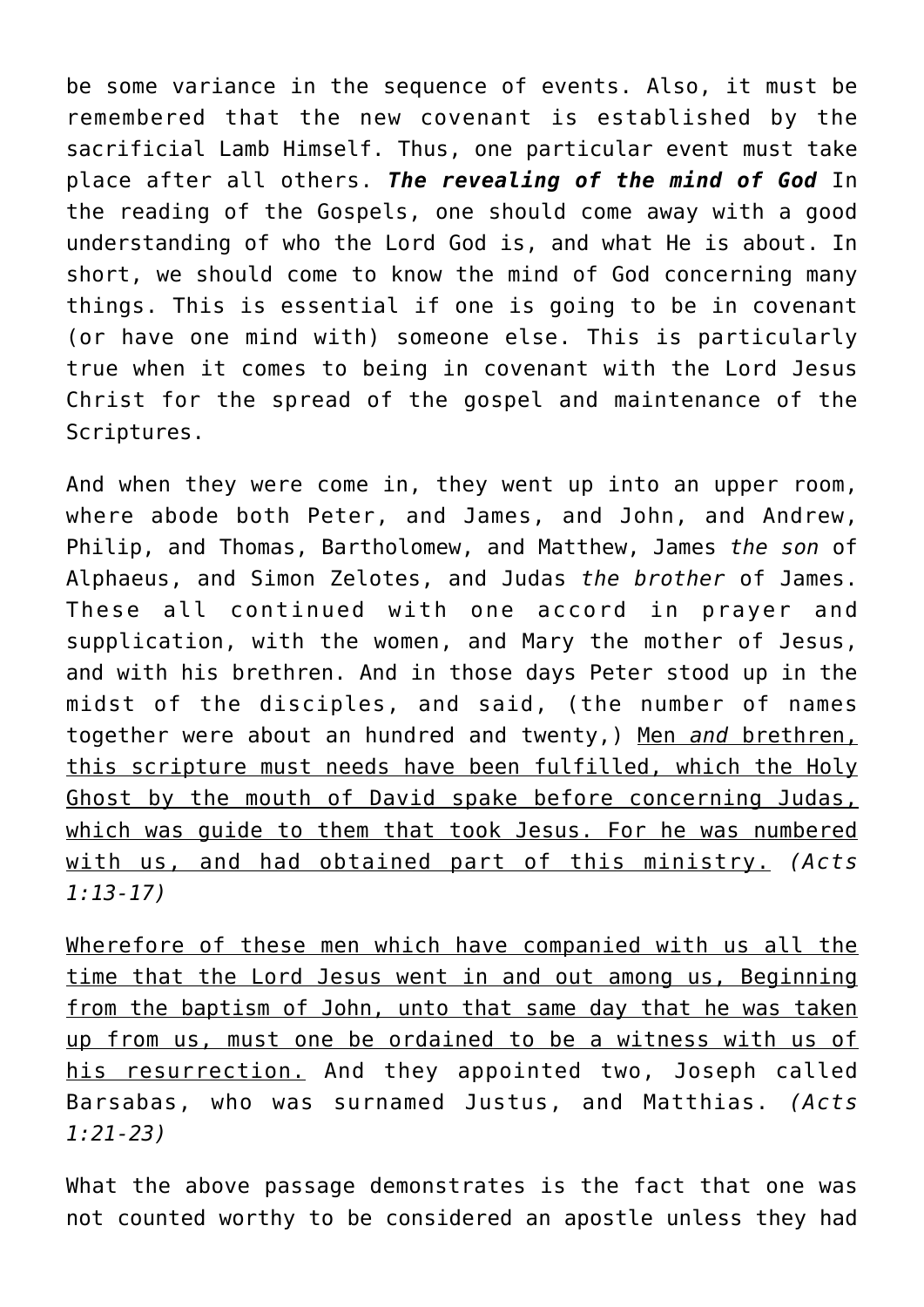be some variance in the sequence of events. Also, it must be remembered that the new covenant is established by the sacrificial Lamb Himself. Thus, one particular event must take place after all others. ***The revealing of the mind of God*** In the reading of the Gospels, one should come away with a good understanding of who the Lord God is, and what He is about. In short, we should come to know the mind of God concerning many things. This is essential if one is going to be in covenant (or have one mind with) someone else. This is particularly true when it comes to being in covenant with the Lord Jesus Christ for the spread of the gospel and maintenance of the Scriptures.

And when they were come in, they went up into an upper room, where abode both Peter, and James, and John, and Andrew, Philip, and Thomas, Bartholomew, and Matthew, James *the son* of Alphaeus, and Simon Zelotes, and Judas *the brother* of James. These all continued with one accord in prayer and supplication, with the women, and Mary the mother of Jesus, and with his brethren. And in those days Peter stood up in the midst of the disciples, and said, (the number of names together were about an hundred and twenty,) <u>Men *and* brethren, this scripture must needs have been fulfilled, which the Holy Ghost by the mouth of David spake before concerning Judas, which was guide to them that took Jesus. For he was numbered with us, and had obtained part of this ministry.</u> *(Acts 1:13-17)*

<u>Wherefore of these men which have companied with us all the time that the Lord Jesus went in and out among us, Beginning from the baptism of John, unto that same day that he was taken up from us, must one be ordained to be a witness with us of his resurrection.</u> And they appointed two, Joseph called Barsabas, who was surnamed Justus, and Matthias. *(Acts 1:21-23)*

What the above passage demonstrates is the fact that one was not counted worthy to be considered an apostle unless they had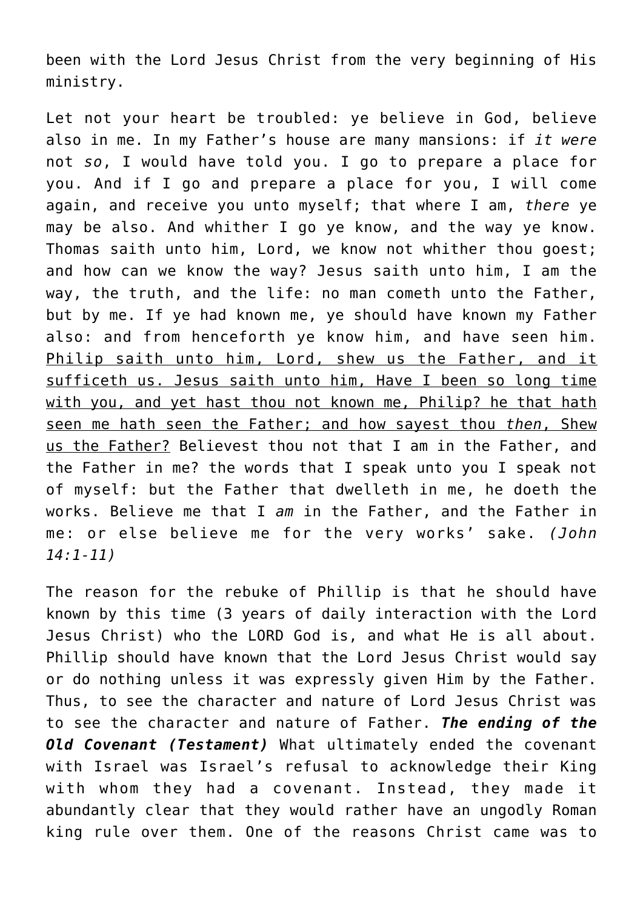been with the Lord Jesus Christ from the very beginning of His ministry.

Let not your heart be troubled: ye believe in God, believe also in me. In my Father's house are many mansions: if *it were* not *so*, I would have told you. I go to prepare a place for you. And if I go and prepare a place for you, I will come again, and receive you unto myself; that where I am, *there* ye may be also. And whither I go ye know, and the way ye know. Thomas saith unto him, Lord, we know not whither thou goest; and how can we know the way? Jesus saith unto him, I am the way, the truth, and the life: no man cometh unto the Father, but by me. If ye had known me, ye should have known my Father also: and from henceforth ye know him, and have seen him. <u>Philip saith unto him, Lord, shew us the Father, and it sufficeth us. Jesus saith unto him, Have I been so long time with you, and yet hast thou not known me, Philip? he that hath seen me hath seen the Father; and how sayest thou *then*, Shew us the Father?</u> Believest thou not that I am in the Father, and the Father in me? the words that I speak unto you I speak not of myself: but the Father that dwelleth in me, he doeth the works. Believe me that I *am* in the Father, and the Father in me: or else believe me for the very works' sake. *(John 14:1-11)*

The reason for the rebuke of Phillip is that he should have known by this time (3 years of daily interaction with the Lord Jesus Christ) who the LORD God is, and what He is all about. Phillip should have known that the Lord Jesus Christ would say or do nothing unless it was expressly given Him by the Father. Thus, to see the character and nature of Lord Jesus Christ was to see the character and nature of Father. ***The ending of the Old Covenant (Testament)*** What ultimately ended the covenant with Israel was Israel's refusal to acknowledge their King with whom they had a covenant. Instead, they made it abundantly clear that they would rather have an ungodly Roman king rule over them. One of the reasons Christ came was to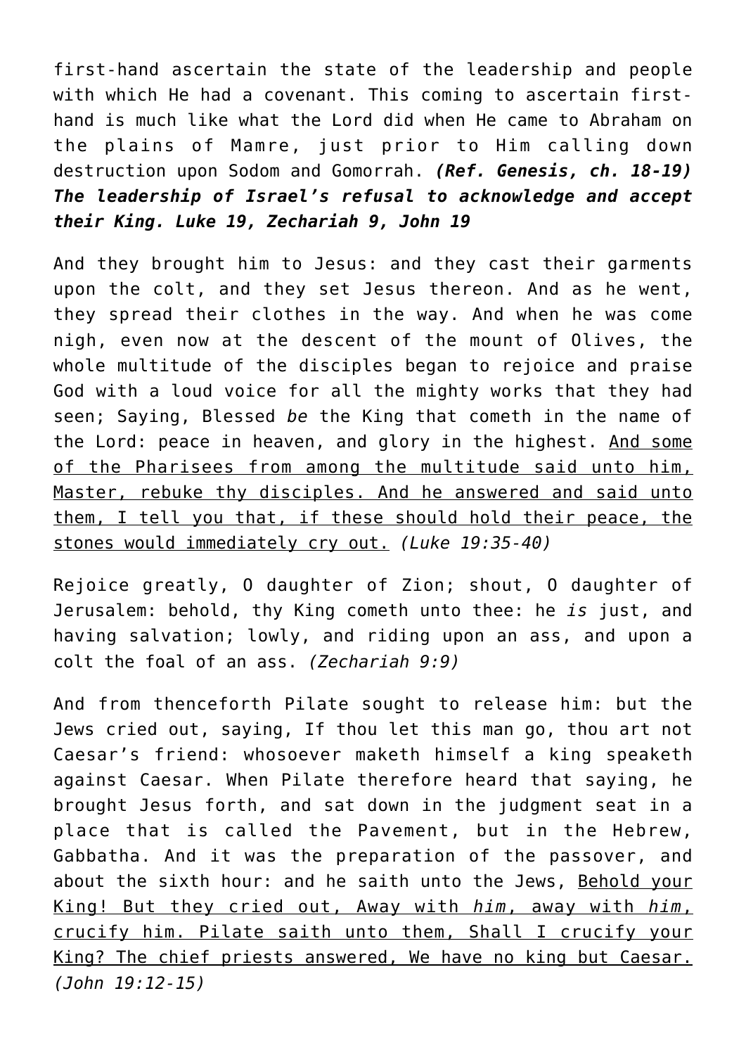first-hand ascertain the state of the leadership and people with which He had a covenant. This coming to ascertain first-hand is much like what the Lord did when He came to Abraham on the plains of Mamre, just prior to Him calling down destruction upon Sodom and Gomorrah. ***(Ref. Genesis, ch. 18-19) The leadership of Israel's refusal to acknowledge and accept their King. Luke 19, Zechariah 9, John 19***

And they brought him to Jesus: and they cast their garments upon the colt, and they set Jesus thereon. And as he went, they spread their clothes in the way. And when he was come nigh, even now at the descent of the mount of Olives, the whole multitude of the disciples began to rejoice and praise God with a loud voice for all the mighty works that they had seen; Saying, Blessed *be* the King that cometh in the name of the Lord: peace in heaven, and glory in the highest. <u>And some of the Pharisees from among the multitude said unto him, Master, rebuke thy disciples. And he answered and said unto them, I tell you that, if these should hold their peace, the stones would immediately cry out.</u> *(Luke 19:35-40)*

Rejoice greatly, O daughter of Zion; shout, O daughter of Jerusalem: behold, thy King cometh unto thee: he *is* just, and having salvation; lowly, and riding upon an ass, and upon a colt the foal of an ass. *(Zechariah 9:9)*

And from thenceforth Pilate sought to release him: but the Jews cried out, saying, If thou let this man go, thou art not Caesar's friend: whosoever maketh himself a king speaketh against Caesar. When Pilate therefore heard that saying, he brought Jesus forth, and sat down in the judgment seat in a place that is called the Pavement, but in the Hebrew, Gabbatha. And it was the preparation of the passover, and about the sixth hour: and he saith unto the Jews, <u>Behold your King! But they cried out, Away with *him*, away with *him*, crucify him. Pilate saith unto them, Shall I crucify your King? The chief priests answered, We have no king but Caesar.</u> *(John 19:12-15)*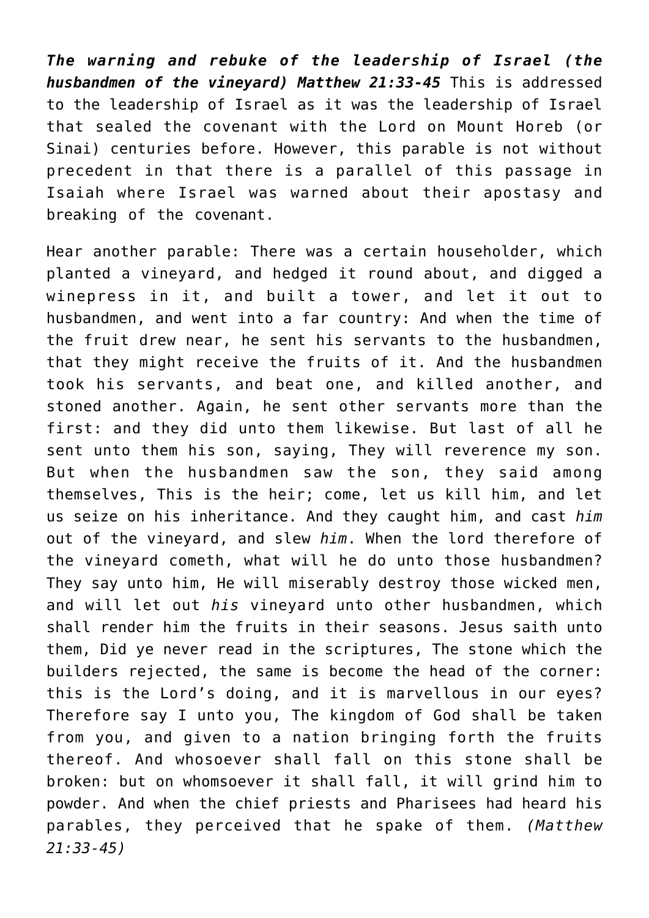***The warning and rebuke of the leadership of Israel (the husbandmen of the vineyard) Matthew 21:33-45*** This is addressed to the leadership of Israel as it was the leadership of Israel that sealed the covenant with the Lord on Mount Horeb (or Sinai) centuries before. However, this parable is not without precedent in that there is a parallel of this passage in Isaiah where Israel was warned about their apostasy and breaking of the covenant.

Hear another parable: There was a certain householder, which planted a vineyard, and hedged it round about, and digged a winepress in it, and built a tower, and let it out to husbandmen, and went into a far country: And when the time of the fruit drew near, he sent his servants to the husbandmen, that they might receive the fruits of it. And the husbandmen took his servants, and beat one, and killed another, and stoned another. Again, he sent other servants more than the first: and they did unto them likewise. But last of all he sent unto them his son, saying, They will reverence my son. But when the husbandmen saw the son, they said among themselves, This is the heir; come, let us kill him, and let us seize on his inheritance. And they caught him, and cast *him* out of the vineyard, and slew *him*. When the lord therefore of the vineyard cometh, what will he do unto those husbandmen? They say unto him, He will miserably destroy those wicked men, and will let out *his* vineyard unto other husbandmen, which shall render him the fruits in their seasons. Jesus saith unto them, Did ye never read in the scriptures, The stone which the builders rejected, the same is become the head of the corner: this is the Lord's doing, and it is marvellous in our eyes? Therefore say I unto you, The kingdom of God shall be taken from you, and given to a nation bringing forth the fruits thereof. And whosoever shall fall on this stone shall be broken: but on whomsoever it shall fall, it will grind him to powder. And when the chief priests and Pharisees had heard his parables, they perceived that he spake of them. *(Matthew 21:33-45)*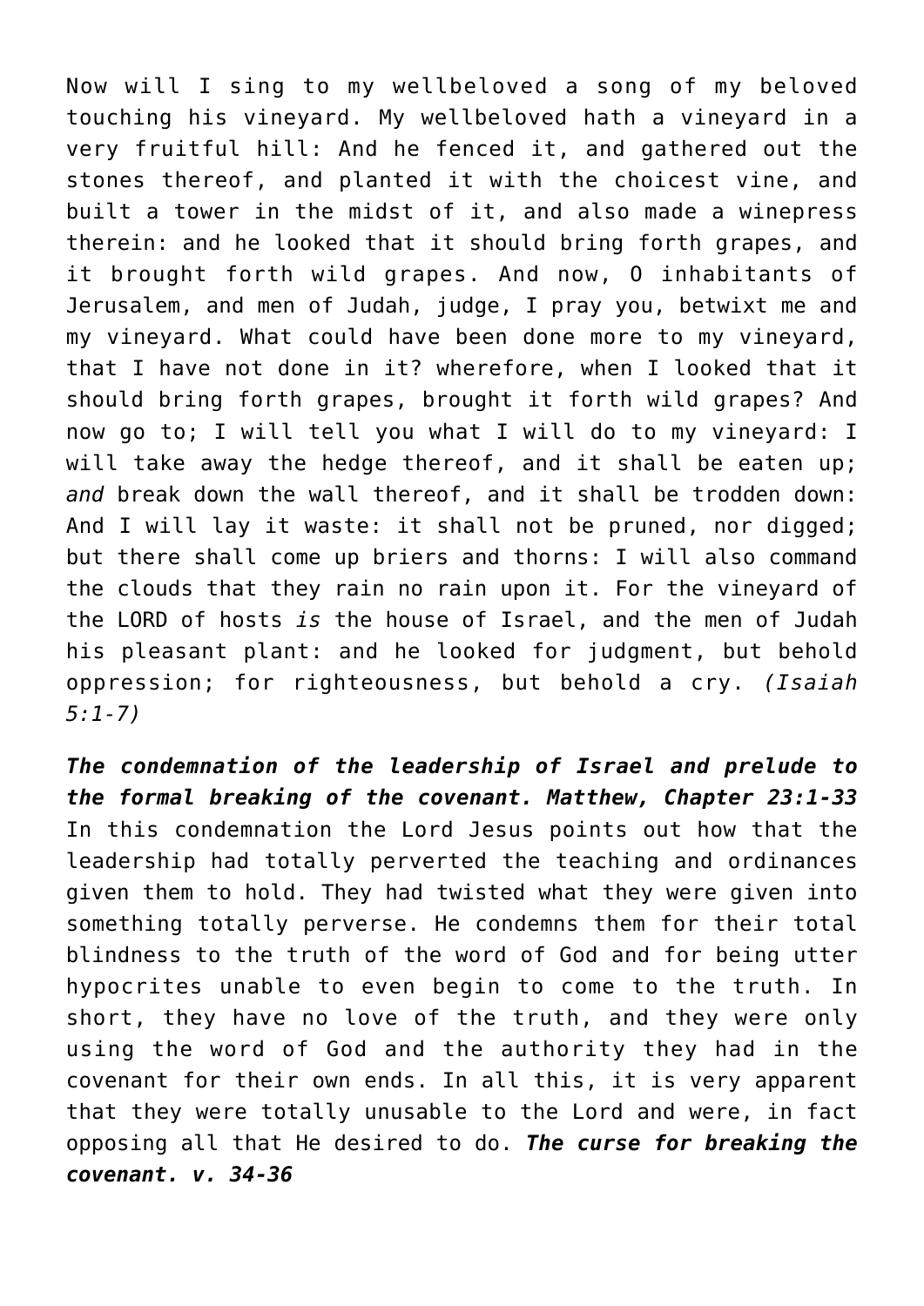Now will I sing to my wellbeloved a song of my beloved touching his vineyard. My wellbeloved hath a vineyard in a very fruitful hill: And he fenced it, and gathered out the stones thereof, and planted it with the choicest vine, and built a tower in the midst of it, and also made a winepress therein: and he looked that it should bring forth grapes, and it brought forth wild grapes. And now, O inhabitants of Jerusalem, and men of Judah, judge, I pray you, betwixt me and my vineyard. What could have been done more to my vineyard, that I have not done in it? wherefore, when I looked that it should bring forth grapes, brought it forth wild grapes? And now go to; I will tell you what I will do to my vineyard: I will take away the hedge thereof, and it shall be eaten up; *and* break down the wall thereof, and it shall be trodden down: And I will lay it waste: it shall not be pruned, nor digged; but there shall come up briers and thorns: I will also command the clouds that they rain no rain upon it. For the vineyard of the LORD of hosts *is* the house of Israel, and the men of Judah his pleasant plant: and he looked for judgment, but behold oppression; for righteousness, but behold a cry. *(Isaiah 5:1-7)*

***The condemnation of the leadership of Israel and prelude to the formal breaking of the covenant. Matthew, Chapter 23:1-33*** In this condemnation the Lord Jesus points out how that the leadership had totally perverted the teaching and ordinances given them to hold. They had twisted what they were given into something totally perverse. He condemns them for their total blindness to the truth of the word of God and for being utter hypocrites unable to even begin to come to the truth. In short, they have no love of the truth, and they were only using the word of God and the authority they had in the covenant for their own ends. In all this, it is very apparent that they were totally unusable to the Lord and were, in fact opposing all that He desired to do. ***The curse for breaking the covenant. v. 34-36***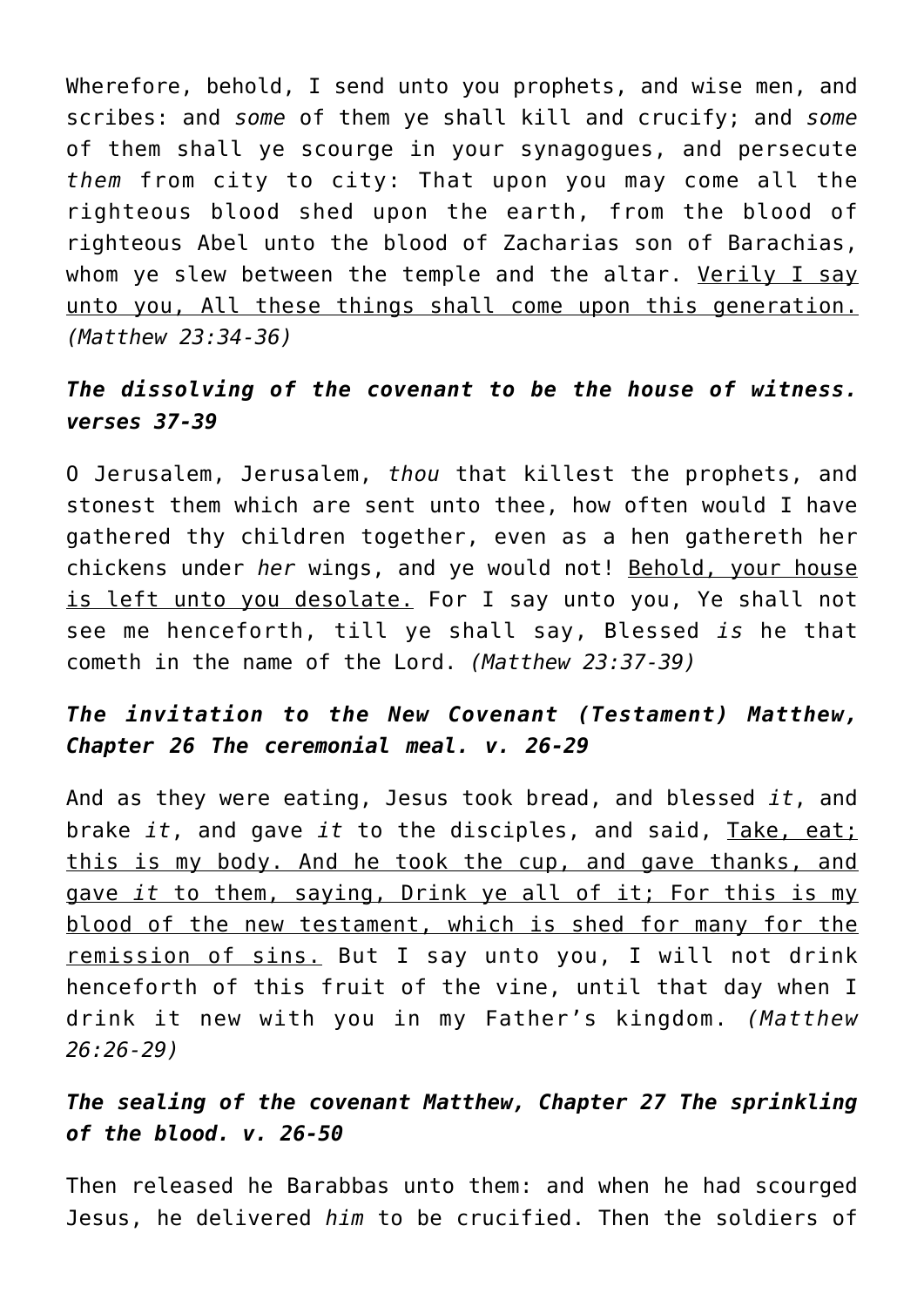Wherefore, behold, I send unto you prophets, and wise men, and scribes: and *some* of them ye shall kill and crucify; and *some* of them shall ye scourge in your synagogues, and persecute *them* from city to city: That upon you may come all the righteous blood shed upon the earth, from the blood of righteous Abel unto the blood of Zacharias son of Barachias, whom ye slew between the temple and the altar. <u>Verily I say unto you, All these things shall come upon this generation.</u> *(Matthew 23:34-36)*

### ***The dissolving of the covenant to be the house of witness. verses 37-39***

O Jerusalem, Jerusalem, *thou* that killest the prophets, and stonest them which are sent unto thee, how often would I have gathered thy children together, even as a hen gathereth her chickens under *her* wings, and ye would not! <u>Behold, your house is left unto you desolate.</u> For I say unto you, Ye shall not see me henceforth, till ye shall say, Blessed *is* he that cometh in the name of the Lord. *(Matthew 23:37-39)*

### ***The invitation to the New Covenant (Testament) Matthew, Chapter 26 The ceremonial meal. v. 26-29***

And as they were eating, Jesus took bread, and blessed *it*, and brake *it*, and gave *it* to the disciples, and said, <u>Take, eat; this is my body. And he took the cup, and gave thanks, and gave *it* to them, saying, Drink ye all of it; For this is my blood of the new testament, which is shed for many for the remission of sins.</u> But I say unto you, I will not drink henceforth of this fruit of the vine, until that day when I drink it new with you in my Father's kingdom. *(Matthew 26:26-29)*

### ***The sealing of the covenant Matthew, Chapter 27 The sprinkling of the blood. v. 26-50***

Then released he Barabbas unto them: and when he had scourged Jesus, he delivered *him* to be crucified. Then the soldiers of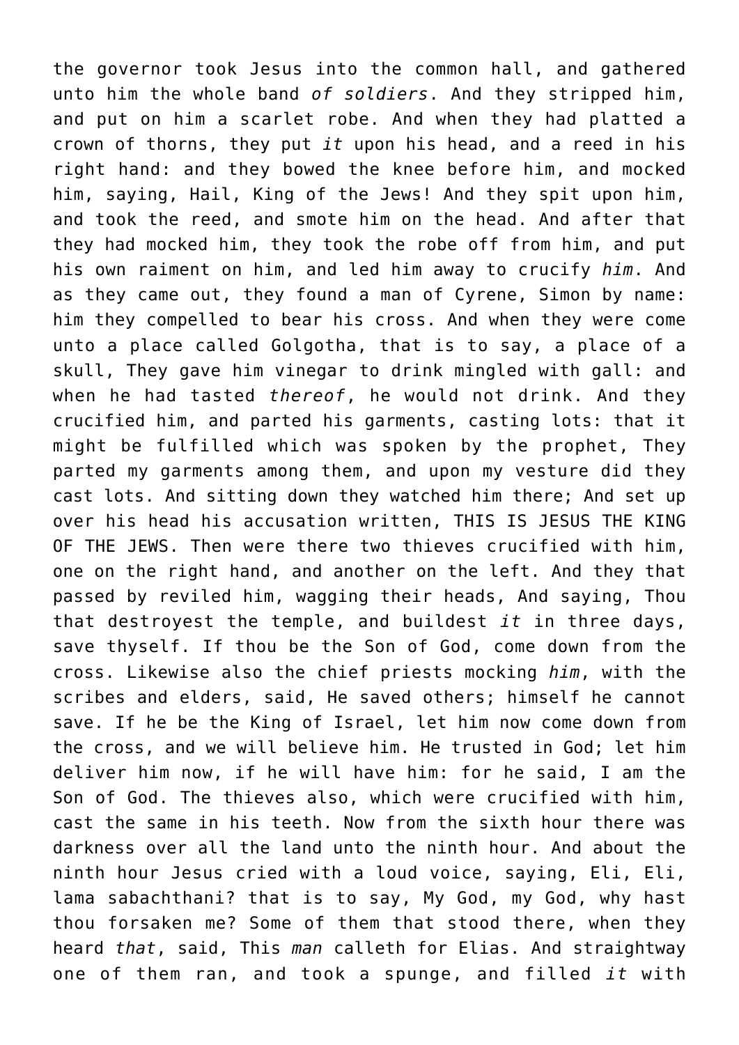the governor took Jesus into the common hall, and gathered unto him the whole band *of soldiers*. And they stripped him, and put on him a scarlet robe. And when they had platted a crown of thorns, they put *it* upon his head, and a reed in his right hand: and they bowed the knee before him, and mocked him, saying, Hail, King of the Jews! And they spit upon him, and took the reed, and smote him on the head. And after that they had mocked him, they took the robe off from him, and put his own raiment on him, and led him away to crucify *him*. And as they came out, they found a man of Cyrene, Simon by name: him they compelled to bear his cross. And when they were come unto a place called Golgotha, that is to say, a place of a skull, They gave him vinegar to drink mingled with gall: and when he had tasted *thereof*, he would not drink. And they crucified him, and parted his garments, casting lots: that it might be fulfilled which was spoken by the prophet, They parted my garments among them, and upon my vesture did they cast lots. And sitting down they watched him there; And set up over his head his accusation written, THIS IS JESUS THE KING OF THE JEWS. Then were there two thieves crucified with him, one on the right hand, and another on the left. And they that passed by reviled him, wagging their heads, And saying, Thou that destroyest the temple, and buildest *it* in three days, save thyself. If thou be the Son of God, come down from the cross. Likewise also the chief priests mocking *him*, with the scribes and elders, said, He saved others; himself he cannot save. If he be the King of Israel, let him now come down from the cross, and we will believe him. He trusted in God; let him deliver him now, if he will have him: for he said, I am the Son of God. The thieves also, which were crucified with him, cast the same in his teeth. Now from the sixth hour there was darkness over all the land unto the ninth hour. And about the ninth hour Jesus cried with a loud voice, saying, Eli, Eli, lama sabachthani? that is to say, My God, my God, why hast thou forsaken me? Some of them that stood there, when they heard *that*, said, This *man* calleth for Elias. And straightway one of them ran, and took a spunge, and filled *it* with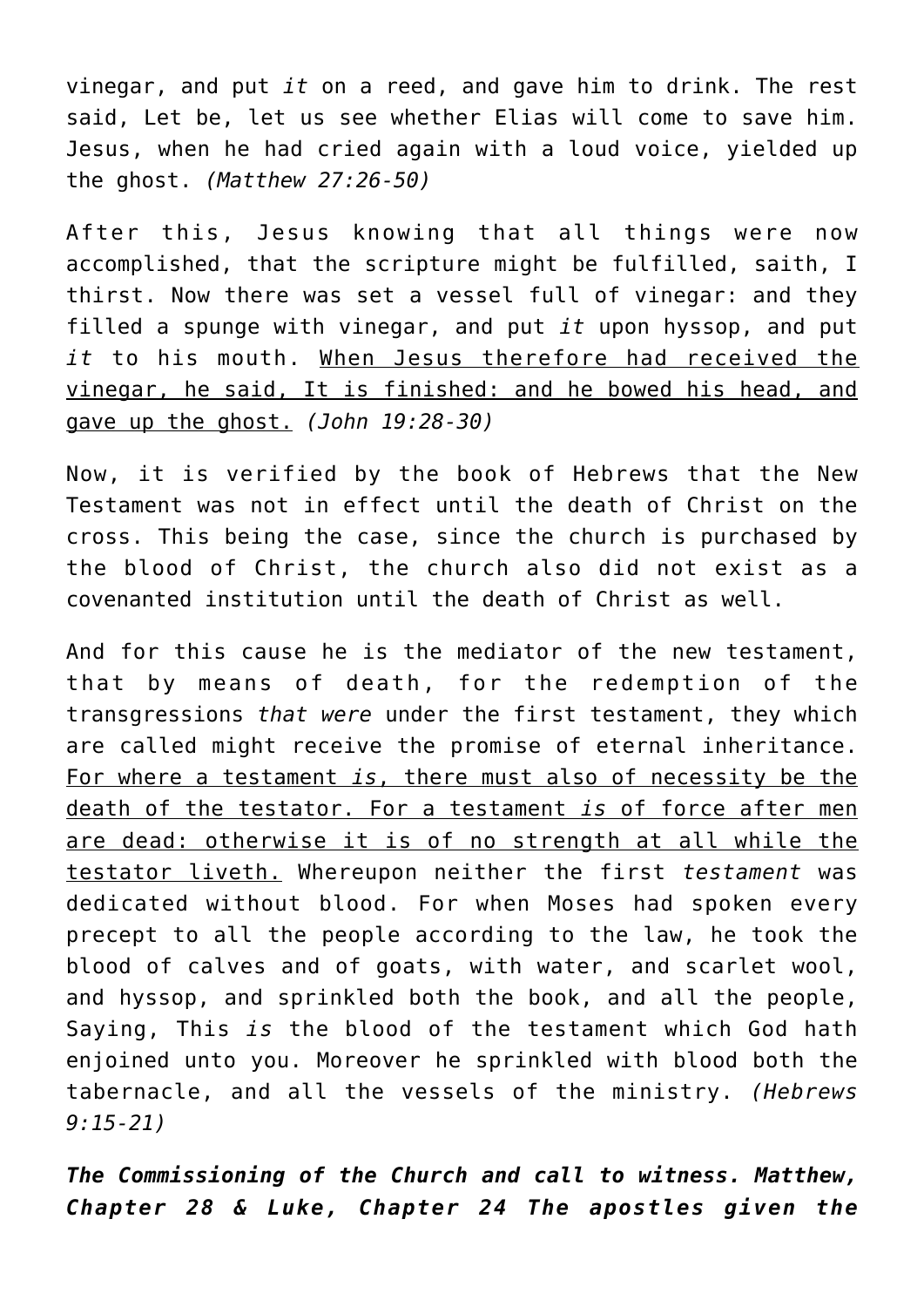vinegar, and put *it* on a reed, and gave him to drink. The rest said, Let be, let us see whether Elias will come to save him. Jesus, when he had cried again with a loud voice, yielded up the ghost. *(Matthew 27:26-50)*

After this, Jesus knowing that all things were now accomplished, that the scripture might be fulfilled, saith, I thirst. Now there was set a vessel full of vinegar: and they filled a spunge with vinegar, and put *it* upon hyssop, and put *it* to his mouth. <u>When Jesus therefore had received the vinegar, he said, It is finished: and he bowed his head, and gave up the ghost.</u> *(John 19:28-30)*

Now, it is verified by the book of Hebrews that the New Testament was not in effect until the death of Christ on the cross. This being the case, since the church is purchased by the blood of Christ, the church also did not exist as a covenanted institution until the death of Christ as well.

And for this cause he is the mediator of the new testament, that by means of death, for the redemption of the transgressions *that were* under the first testament, they which are called might receive the promise of eternal inheritance. <u>For where a testament *is*, there must also of necessity be the death of the testator. For a testament *is* of force after men are dead: otherwise it is of no strength at all while the testator liveth.</u> Whereupon neither the first *testament* was dedicated without blood. For when Moses had spoken every precept to all the people according to the law, he took the blood of calves and of goats, with water, and scarlet wool, and hyssop, and sprinkled both the book, and all the people, Saying, This *is* the blood of the testament which God hath enjoined unto you. Moreover he sprinkled with blood both the tabernacle, and all the vessels of the ministry. *(Hebrews 9:15-21)*

***The Commissioning of the Church and call to witness. Matthew, Chapter 28 & Luke, Chapter 24 The apostles given the***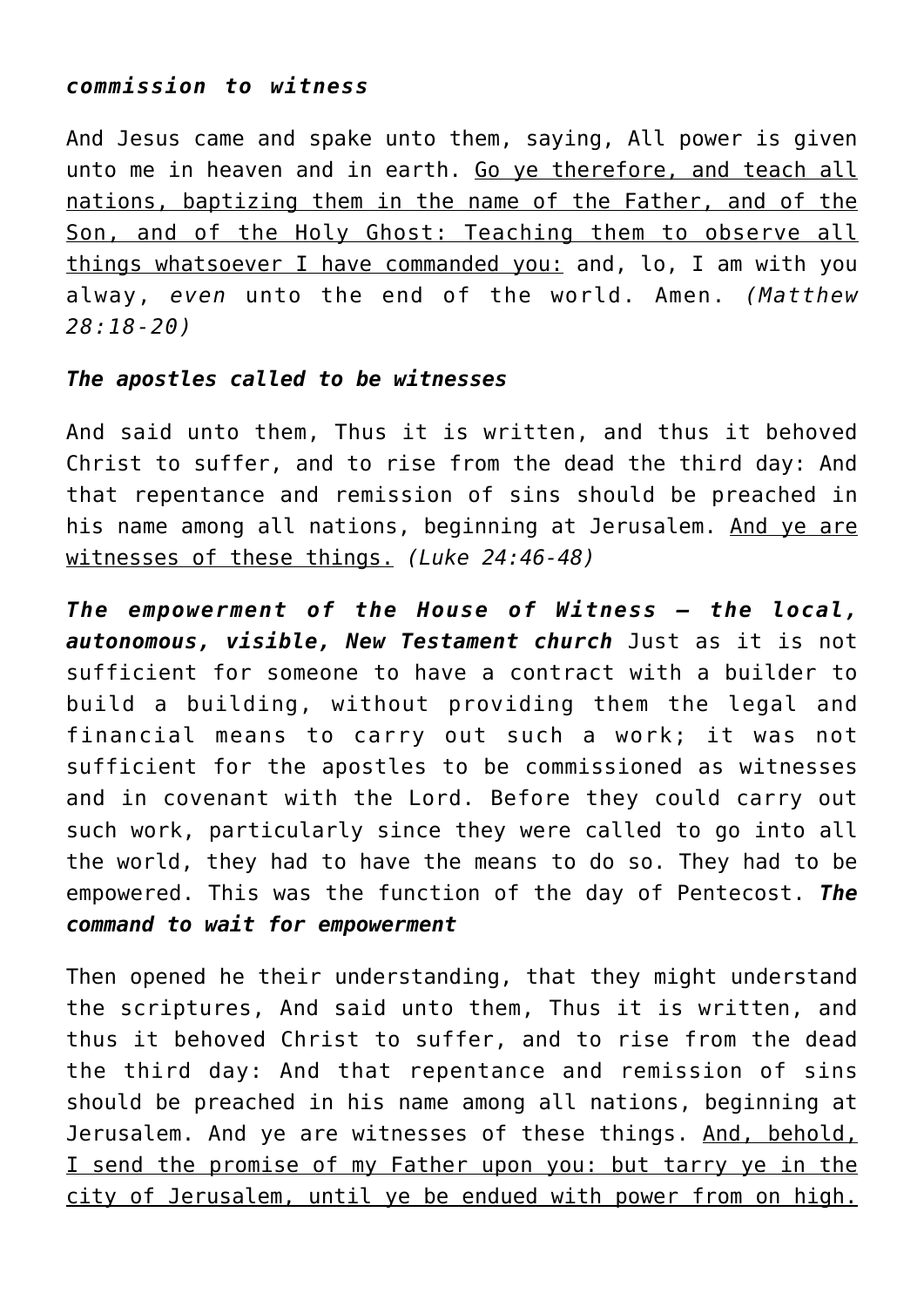***commission to witness***

And Jesus came and spake unto them, saying, All power is given unto me in heaven and in earth. <u>Go ye therefore, and teach all nations, baptizing them in the name of the Father, and of the Son, and of the Holy Ghost: Teaching them to observe all things whatsoever I have commanded you:</u> and, lo, I am with you alway, *even* unto the end of the world. Amen. *(Matthew 28:18-20)*

***The apostles called to be witnesses***

And said unto them, Thus it is written, and thus it behoved Christ to suffer, and to rise from the dead the third day: And that repentance and remission of sins should be preached in his name among all nations, beginning at Jerusalem. <u>And ye are witnesses of these things.</u> *(Luke 24:46-48)*

***The empowerment of the House of Witness – the local, autonomous, visible, New Testament church*** Just as it is not sufficient for someone to have a contract with a builder to build a building, without providing them the legal and financial means to carry out such a work; it was not sufficient for the apostles to be commissioned as witnesses and in covenant with the Lord. Before they could carry out such work, particularly since they were called to go into all the world, they had to have the means to do so. They had to be empowered. This was the function of the day of Pentecost. ***The command to wait for empowerment***

Then opened he their understanding, that they might understand the scriptures, And said unto them, Thus it is written, and thus it behoved Christ to suffer, and to rise from the dead the third day: And that repentance and remission of sins should be preached in his name among all nations, beginning at Jerusalem. And ye are witnesses of these things. <u>And, behold, I send the promise of my Father upon you: but tarry ye in the city of Jerusalem, until ye be endued with power from on high.</u>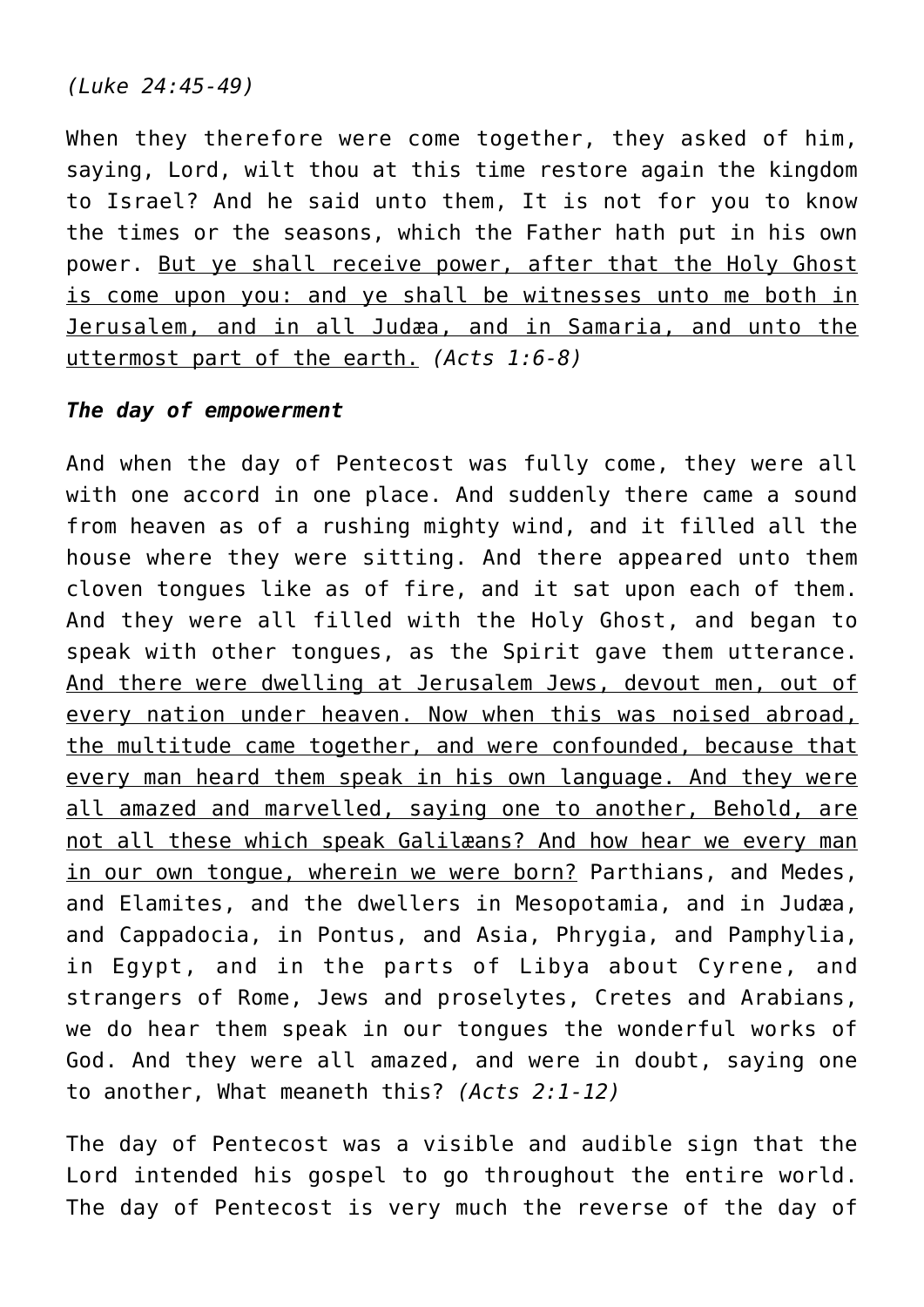*(Luke 24:45-49)*

When they therefore were come together, they asked of him, saying, Lord, wilt thou at this time restore again the kingdom to Israel? And he said unto them, It is not for you to know the times or the seasons, which the Father hath put in his own power. <u>But ye shall receive power, after that the Holy Ghost is come upon you: and ye shall be witnesses unto me both in Jerusalem, and in all Judæa, and in Samaria, and unto the uttermost part of the earth.</u> *(Acts 1:6-8)*

***The day of empowerment***

And when the day of Pentecost was fully come, they were all with one accord in one place. And suddenly there came a sound from heaven as of a rushing mighty wind, and it filled all the house where they were sitting. And there appeared unto them cloven tongues like as of fire, and it sat upon each of them. And they were all filled with the Holy Ghost, and began to speak with other tongues, as the Spirit gave them utterance. <u>And there were dwelling at Jerusalem Jews, devout men, out of every nation under heaven. Now when this was noised abroad, the multitude came together, and were confounded, because that every man heard them speak in his own language. And they were all amazed and marvelled, saying one to another, Behold, are not all these which speak Galilæans? And how hear we every man in our own tongue, wherein we were born?</u> Parthians, and Medes, and Elamites, and the dwellers in Mesopotamia, and in Judæa, and Cappadocia, in Pontus, and Asia, Phrygia, and Pamphylia, in Egypt, and in the parts of Libya about Cyrene, and strangers of Rome, Jews and proselytes, Cretes and Arabians, we do hear them speak in our tongues the wonderful works of God. And they were all amazed, and were in doubt, saying one to another, What meaneth this? *(Acts 2:1-12)*

The day of Pentecost was a visible and audible sign that the Lord intended his gospel to go throughout the entire world. The day of Pentecost is very much the reverse of the day of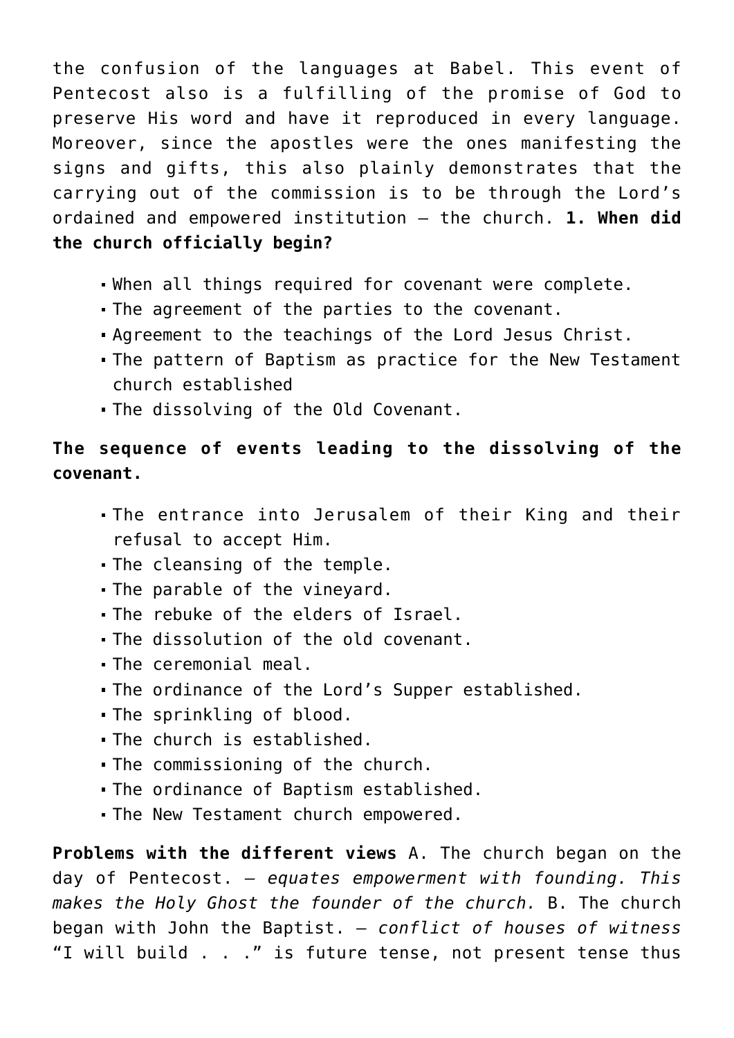the confusion of the languages at Babel. This event of Pentecost also is a fulfilling of the promise of God to preserve His word and have it reproduced in every language. Moreover, since the apostles were the ones manifesting the signs and gifts, this also plainly demonstrates that the carrying out of the commission is to be through the Lord's ordained and empowered institution – the church. **1. When did the church officially begin?**

- When all things required for covenant were complete.
- The agreement of the parties to the covenant.
- Agreement to the teachings of the Lord Jesus Christ.
- The pattern of Baptism as practice for the New Testament church established
- The dissolving of the Old Covenant.

**The sequence of events leading to the dissolving of the covenant.**

- The entrance into Jerusalem of their King and their refusal to accept Him.
- The cleansing of the temple.
- The parable of the vineyard.
- The rebuke of the elders of Israel.
- The dissolution of the old covenant.
- The ceremonial meal.
- The ordinance of the Lord's Supper established.
- The sprinkling of blood.
- The church is established.
- The commissioning of the church.
- The ordinance of Baptism established.
- The New Testament church empowered.

**Problems with the different views** A. The church began on the day of Pentecost. – *equates empowerment with founding. This makes the Holy Ghost the founder of the church.* B. The church began with John the Baptist. – *conflict of houses of witness* "I will build . . ." is future tense, not present tense thus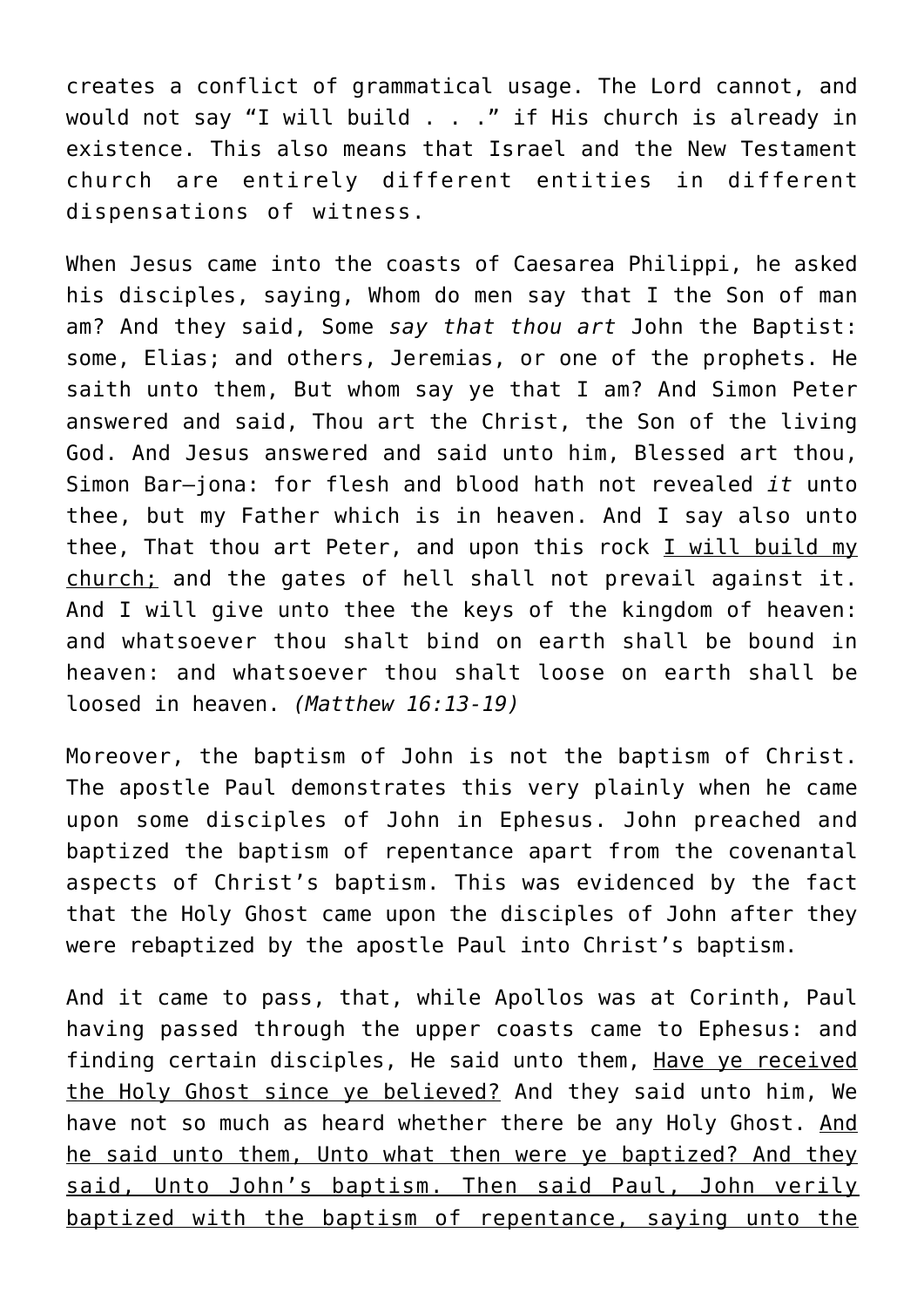creates a conflict of grammatical usage. The Lord cannot, and would not say "I will build . . ." if His church is already in existence. This also means that Israel and the New Testament church are entirely different entities in different dispensations of witness.

When Jesus came into the coasts of Caesarea Philippi, he asked his disciples, saying, Whom do men say that I the Son of man am? And they said, Some *say that thou art* John the Baptist: some, Elias; and others, Jeremias, or one of the prophets. He saith unto them, But whom say ye that I am? And Simon Peter answered and said, Thou art the Christ, the Son of the living God. And Jesus answered and said unto him, Blessed art thou, Simon Bar–jona: for flesh and blood hath not revealed *it* unto thee, but my Father which is in heaven. And I say also unto thee, That thou art Peter, and upon this rock <u>I will build my church;</u> and the gates of hell shall not prevail against it. And I will give unto thee the keys of the kingdom of heaven: and whatsoever thou shalt bind on earth shall be bound in heaven: and whatsoever thou shalt loose on earth shall be loosed in heaven. *(Matthew 16:13-19)*

Moreover, the baptism of John is not the baptism of Christ. The apostle Paul demonstrates this very plainly when he came upon some disciples of John in Ephesus. John preached and baptized the baptism of repentance apart from the covenantal aspects of Christ's baptism. This was evidenced by the fact that the Holy Ghost came upon the disciples of John after they were rebaptized by the apostle Paul into Christ's baptism.

And it came to pass, that, while Apollos was at Corinth, Paul having passed through the upper coasts came to Ephesus: and finding certain disciples, He said unto them, <u>Have ye received the Holy Ghost since ye believed?</u> And they said unto him, We have not so much as heard whether there be any Holy Ghost. <u>And he said unto them, Unto what then were ye baptized? And they said, Unto John's baptism. Then said Paul, John verily baptized with the baptism of repentance, saying unto the</u>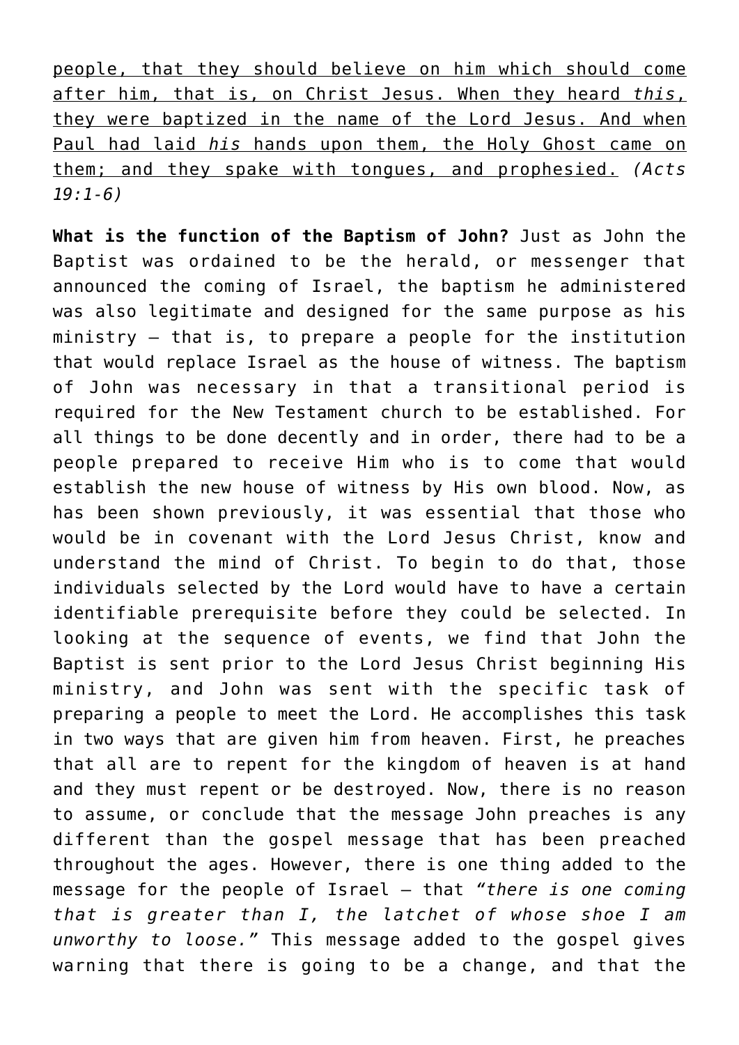<u>people, that they should believe on him which should come after him, that is, on Christ Jesus. When they heard *this*, they were baptized in the name of the Lord Jesus. And when Paul had laid *his* hands upon them, the Holy Ghost came on them; and they spake with tongues, and prophesied.</u> *(Acts 19:1-6)*

**What is the function of the Baptism of John?** Just as John the Baptist was ordained to be the herald, or messenger that announced the coming of Israel, the baptism he administered was also legitimate and designed for the same purpose as his ministry – that is, to prepare a people for the institution that would replace Israel as the house of witness. The baptism of John was necessary in that a transitional period is required for the New Testament church to be established. For all things to be done decently and in order, there had to be a people prepared to receive Him who is to come that would establish the new house of witness by His own blood. Now, as has been shown previously, it was essential that those who would be in covenant with the Lord Jesus Christ, know and understand the mind of Christ. To begin to do that, those individuals selected by the Lord would have to have a certain identifiable prerequisite before they could be selected. In looking at the sequence of events, we find that John the Baptist is sent prior to the Lord Jesus Christ beginning His ministry, and John was sent with the specific task of preparing a people to meet the Lord. He accomplishes this task in two ways that are given him from heaven. First, he preaches that all are to repent for the kingdom of heaven is at hand and they must repent or be destroyed. Now, there is no reason to assume, or conclude that the message John preaches is any different than the gospel message that has been preached throughout the ages. However, there is one thing added to the message for the people of Israel – that *"there is one coming that is greater than I, the latchet of whose shoe I am unworthy to loose."* This message added to the gospel gives warning that there is going to be a change, and that the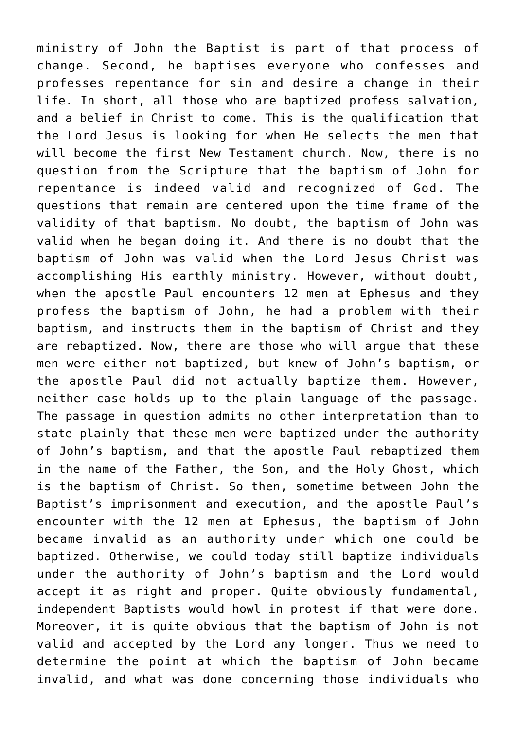ministry of John the Baptist is part of that process of change. Second, he baptises everyone who confesses and professes repentance for sin and desire a change in their life. In short, all those who are baptized profess salvation, and a belief in Christ to come. This is the qualification that the Lord Jesus is looking for when He selects the men that will become the first New Testament church. Now, there is no question from the Scripture that the baptism of John for repentance is indeed valid and recognized of God. The questions that remain are centered upon the time frame of the validity of that baptism. No doubt, the baptism of John was valid when he began doing it. And there is no doubt that the baptism of John was valid when the Lord Jesus Christ was accomplishing His earthly ministry. However, without doubt, when the apostle Paul encounters 12 men at Ephesus and they profess the baptism of John, he had a problem with their baptism, and instructs them in the baptism of Christ and they are rebaptized. Now, there are those who will argue that these men were either not baptized, but knew of John's baptism, or the apostle Paul did not actually baptize them. However, neither case holds up to the plain language of the passage. The passage in question admits no other interpretation than to state plainly that these men were baptized under the authority of John's baptism, and that the apostle Paul rebaptized them in the name of the Father, the Son, and the Holy Ghost, which is the baptism of Christ. So then, sometime between John the Baptist's imprisonment and execution, and the apostle Paul's encounter with the 12 men at Ephesus, the baptism of John became invalid as an authority under which one could be baptized. Otherwise, we could today still baptize individuals under the authority of John's baptism and the Lord would accept it as right and proper. Quite obviously fundamental, independent Baptists would howl in protest if that were done. Moreover, it is quite obvious that the baptism of John is not valid and accepted by the Lord any longer. Thus we need to determine the point at which the baptism of John became invalid, and what was done concerning those individuals who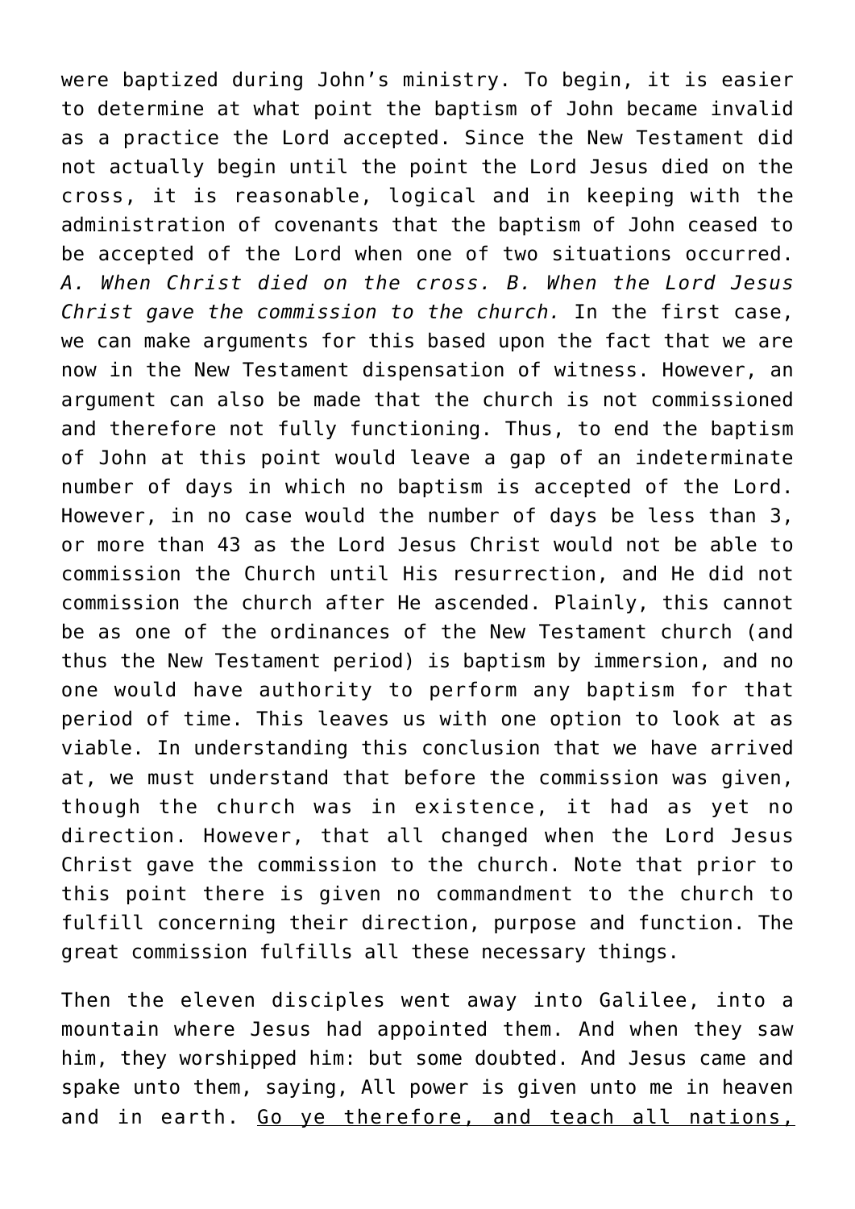were baptized during John's ministry. To begin, it is easier to determine at what point the baptism of John became invalid as a practice the Lord accepted. Since the New Testament did not actually begin until the point the Lord Jesus died on the cross, it is reasonable, logical and in keeping with the administration of covenants that the baptism of John ceased to be accepted of the Lord when one of two situations occurred. *A. When Christ died on the cross. B. When the Lord Jesus Christ gave the commission to the church.* In the first case, we can make arguments for this based upon the fact that we are now in the New Testament dispensation of witness. However, an argument can also be made that the church is not commissioned and therefore not fully functioning. Thus, to end the baptism of John at this point would leave a gap of an indeterminate number of days in which no baptism is accepted of the Lord. However, in no case would the number of days be less than 3, or more than 43 as the Lord Jesus Christ would not be able to commission the Church until His resurrection, and He did not commission the church after He ascended. Plainly, this cannot be as one of the ordinances of the New Testament church (and thus the New Testament period) is baptism by immersion, and no one would have authority to perform any baptism for that period of time. This leaves us with one option to look at as viable. In understanding this conclusion that we have arrived at, we must understand that before the commission was given, though the church was in existence, it had as yet no direction. However, that all changed when the Lord Jesus Christ gave the commission to the church. Note that prior to this point there is given no commandment to the church to fulfill concerning their direction, purpose and function. The great commission fulfills all these necessary things.

Then the eleven disciples went away into Galilee, into a mountain where Jesus had appointed them. And when they saw him, they worshipped him: but some doubted. And Jesus came and spake unto them, saying, All power is given unto me in heaven and in earth. <u>Go ye therefore, and teach all nations,</u>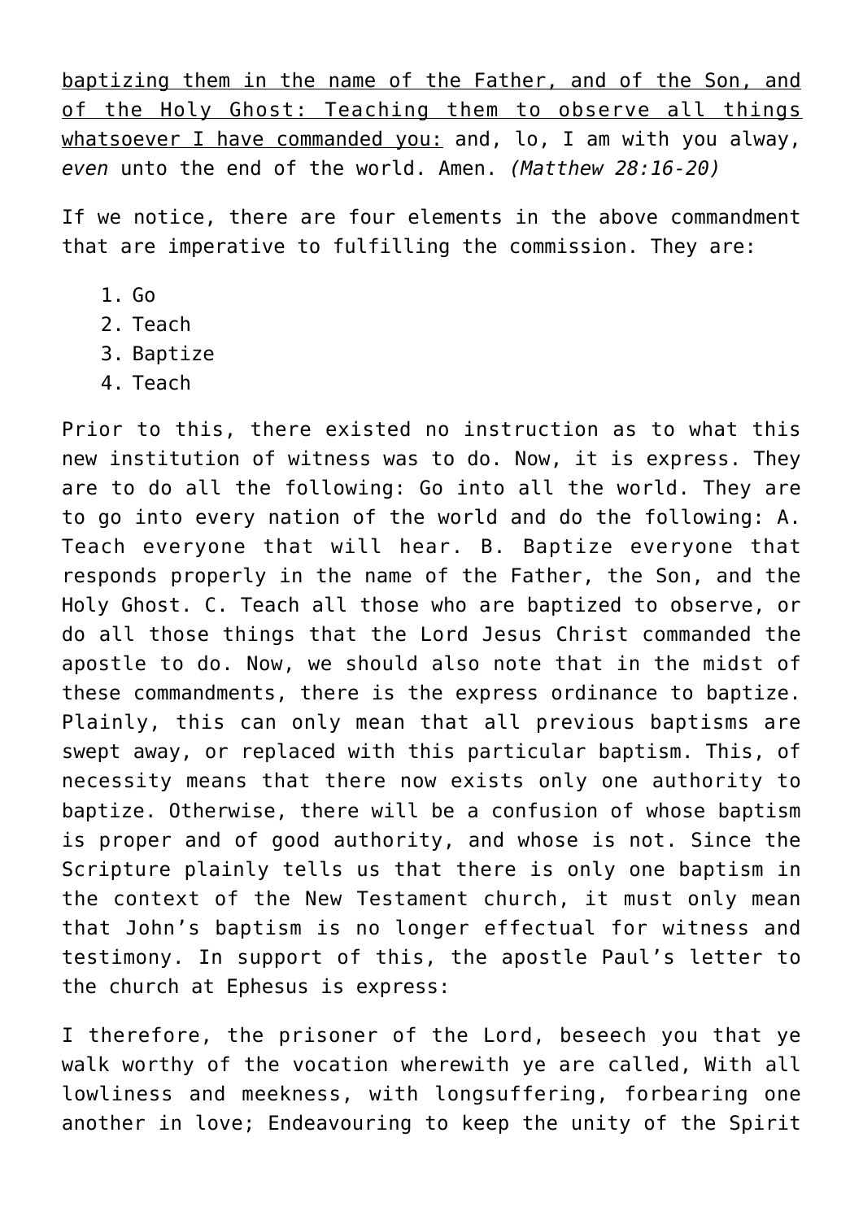<u>baptizing them in the name of the Father, and of the Son, and of the Holy Ghost: Teaching them to observe all things whatsoever I have commanded you:</u> and, lo, I am with you alway, *even* unto the end of the world. Amen. *(Matthew 28:16-20)*

If we notice, there are four elements in the above commandment that are imperative to fulfilling the commission. They are:

1. Go
2. Teach
3. Baptize
4. Teach

Prior to this, there existed no instruction as to what this new institution of witness was to do. Now, it is express. They are to do all the following: Go into all the world. They are to go into every nation of the world and do the following: A. Teach everyone that will hear. B. Baptize everyone that responds properly in the name of the Father, the Son, and the Holy Ghost. C. Teach all those who are baptized to observe, or do all those things that the Lord Jesus Christ commanded the apostle to do. Now, we should also note that in the midst of these commandments, there is the express ordinance to baptize. Plainly, this can only mean that all previous baptisms are swept away, or replaced with this particular baptism. This, of necessity means that there now exists only one authority to baptize. Otherwise, there will be a confusion of whose baptism is proper and of good authority, and whose is not. Since the Scripture plainly tells us that there is only one baptism in the context of the New Testament church, it must only mean that John's baptism is no longer effectual for witness and testimony. In support of this, the apostle Paul's letter to the church at Ephesus is express:

I therefore, the prisoner of the Lord, beseech you that ye walk worthy of the vocation wherewith ye are called, With all lowliness and meekness, with longsuffering, forbearing one another in love; Endeavouring to keep the unity of the Spirit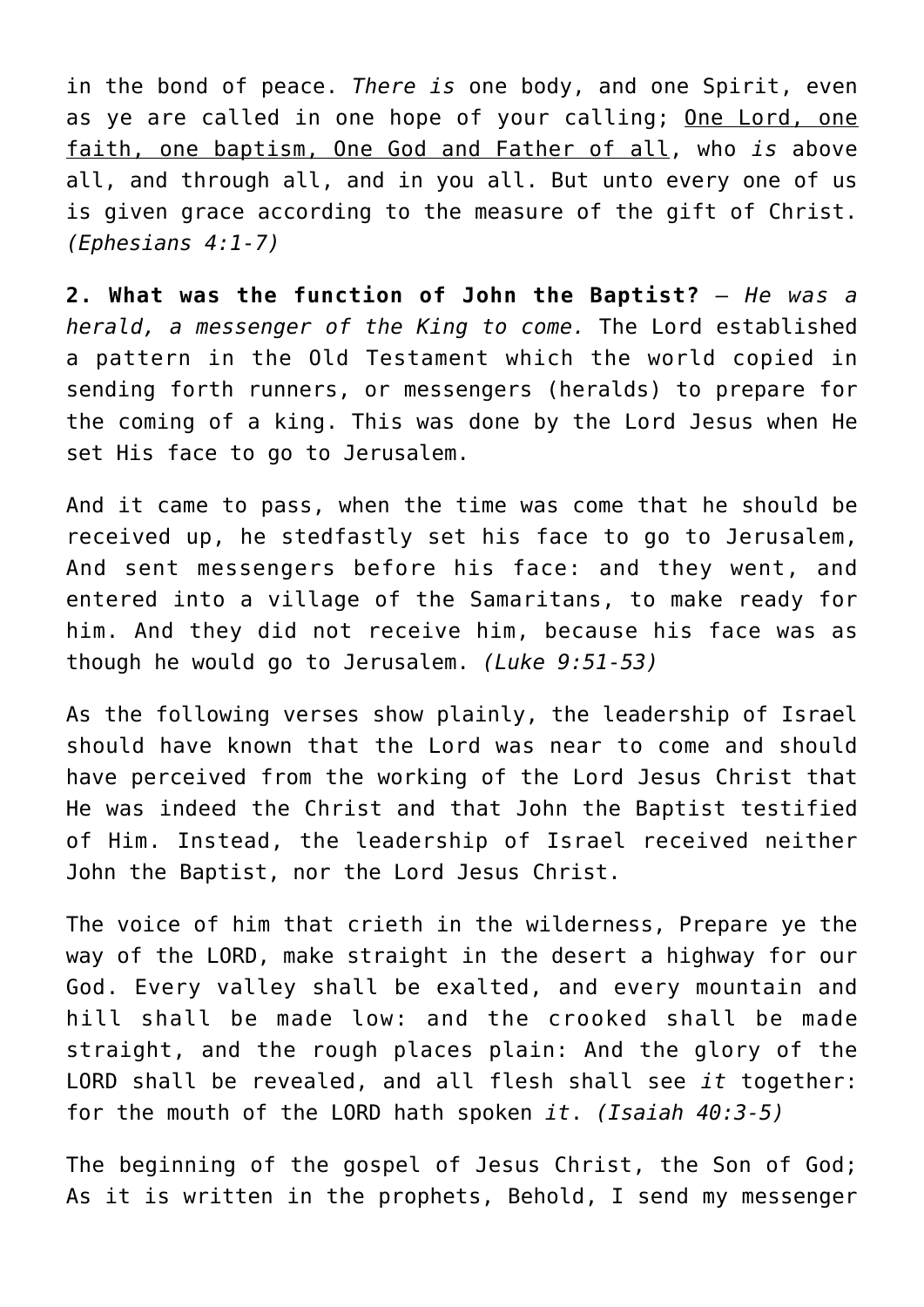in the bond of peace. *There is* one body, and one Spirit, even as ye are called in one hope of your calling; <u>One Lord, one faith, one baptism, One God and Father of all</u>, who *is* above all, and through all, and in you all. But unto every one of us is given grace according to the measure of the gift of Christ. *(Ephesians 4:1-7)*

**2. What was the function of John the Baptist?** – *He was a herald, a messenger of the King to come.* The Lord established a pattern in the Old Testament which the world copied in sending forth runners, or messengers (heralds) to prepare for the coming of a king. This was done by the Lord Jesus when He set His face to go to Jerusalem.

And it came to pass, when the time was come that he should be received up, he stedfastly set his face to go to Jerusalem, And sent messengers before his face: and they went, and entered into a village of the Samaritans, to make ready for him. And they did not receive him, because his face was as though he would go to Jerusalem. *(Luke 9:51-53)*

As the following verses show plainly, the leadership of Israel should have known that the Lord was near to come and should have perceived from the working of the Lord Jesus Christ that He was indeed the Christ and that John the Baptist testified of Him. Instead, the leadership of Israel received neither John the Baptist, nor the Lord Jesus Christ.

The voice of him that crieth in the wilderness, Prepare ye the way of the LORD, make straight in the desert a highway for our God. Every valley shall be exalted, and every mountain and hill shall be made low: and the crooked shall be made straight, and the rough places plain: And the glory of the LORD shall be revealed, and all flesh shall see *it* together: for the mouth of the LORD hath spoken *it*. *(Isaiah 40:3-5)*

The beginning of the gospel of Jesus Christ, the Son of God; As it is written in the prophets, Behold, I send my messenger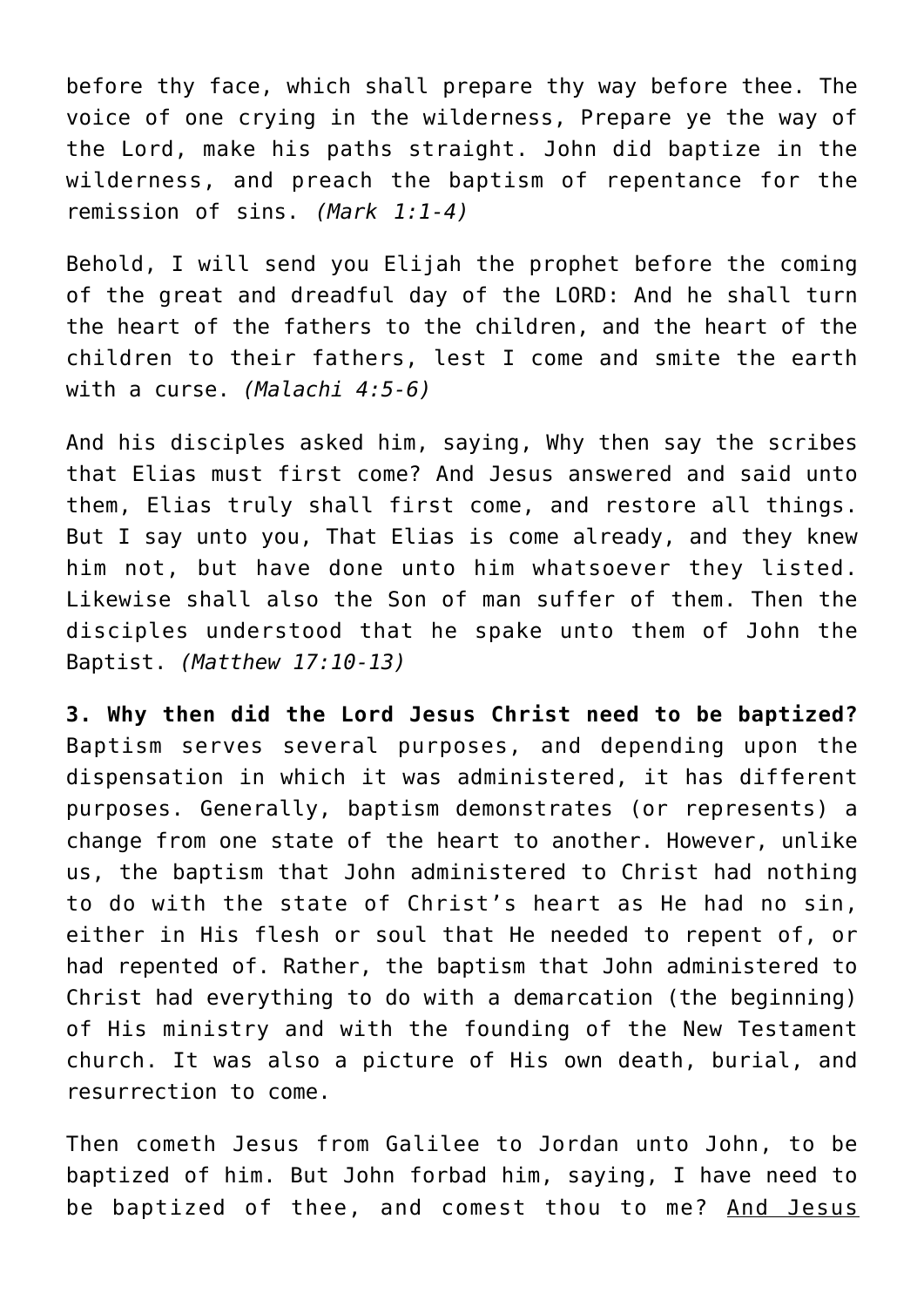before thy face, which shall prepare thy way before thee. The voice of one crying in the wilderness, Prepare ye the way of the Lord, make his paths straight. John did baptize in the wilderness, and preach the baptism of repentance for the remission of sins. *(Mark 1:1-4)*

Behold, I will send you Elijah the prophet before the coming of the great and dreadful day of the LORD: And he shall turn the heart of the fathers to the children, and the heart of the children to their fathers, lest I come and smite the earth with a curse. *(Malachi 4:5-6)*

And his disciples asked him, saying, Why then say the scribes that Elias must first come? And Jesus answered and said unto them, Elias truly shall first come, and restore all things. But I say unto you, That Elias is come already, and they knew him not, but have done unto him whatsoever they listed. Likewise shall also the Son of man suffer of them. Then the disciples understood that he spake unto them of John the Baptist. *(Matthew 17:10-13)*

**3. Why then did the Lord Jesus Christ need to be baptized?** Baptism serves several purposes, and depending upon the dispensation in which it was administered, it has different purposes. Generally, baptism demonstrates (or represents) a change from one state of the heart to another. However, unlike us, the baptism that John administered to Christ had nothing to do with the state of Christ's heart as He had no sin, either in His flesh or soul that He needed to repent of, or had repented of. Rather, the baptism that John administered to Christ had everything to do with a demarcation (the beginning) of His ministry and with the founding of the New Testament church. It was also a picture of His own death, burial, and resurrection to come.

Then cometh Jesus from Galilee to Jordan unto John, to be baptized of him. But John forbad him, saying, I have need to be baptized of thee, and comest thou to me? <u>And Jesus</u>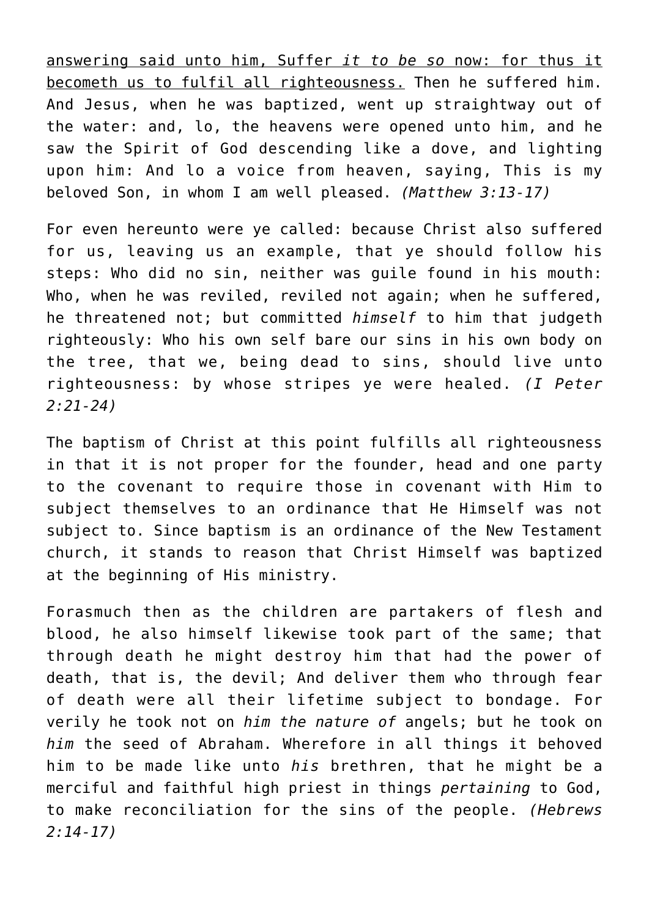answering said unto him, Suffer *it to be so* now: for thus it becometh us to fulfil all righteousness. Then he suffered him. And Jesus, when he was baptized, went up straightway out of the water: and, lo, the heavens were opened unto him, and he saw the Spirit of God descending like a dove, and lighting upon him: And lo a voice from heaven, saying, This is my beloved Son, in whom I am well pleased. *(Matthew 3:13-17)*

For even hereunto were ye called: because Christ also suffered for us, leaving us an example, that ye should follow his steps: Who did no sin, neither was guile found in his mouth: Who, when he was reviled, reviled not again; when he suffered, he threatened not; but committed *himself* to him that judgeth righteously: Who his own self bare our sins in his own body on the tree, that we, being dead to sins, should live unto righteousness: by whose stripes ye were healed. *(I Peter 2:21-24)*

The baptism of Christ at this point fulfills all righteousness in that it is not proper for the founder, head and one party to the covenant to require those in covenant with Him to subject themselves to an ordinance that He Himself was not subject to. Since baptism is an ordinance of the New Testament church, it stands to reason that Christ Himself was baptized at the beginning of His ministry.

Forasmuch then as the children are partakers of flesh and blood, he also himself likewise took part of the same; that through death he might destroy him that had the power of death, that is, the devil; And deliver them who through fear of death were all their lifetime subject to bondage. For verily he took not on *him the nature of* angels; but he took on *him* the seed of Abraham. Wherefore in all things it behoved him to be made like unto *his* brethren, that he might be a merciful and faithful high priest in things *pertaining* to God, to make reconciliation for the sins of the people. *(Hebrews 2:14-17)*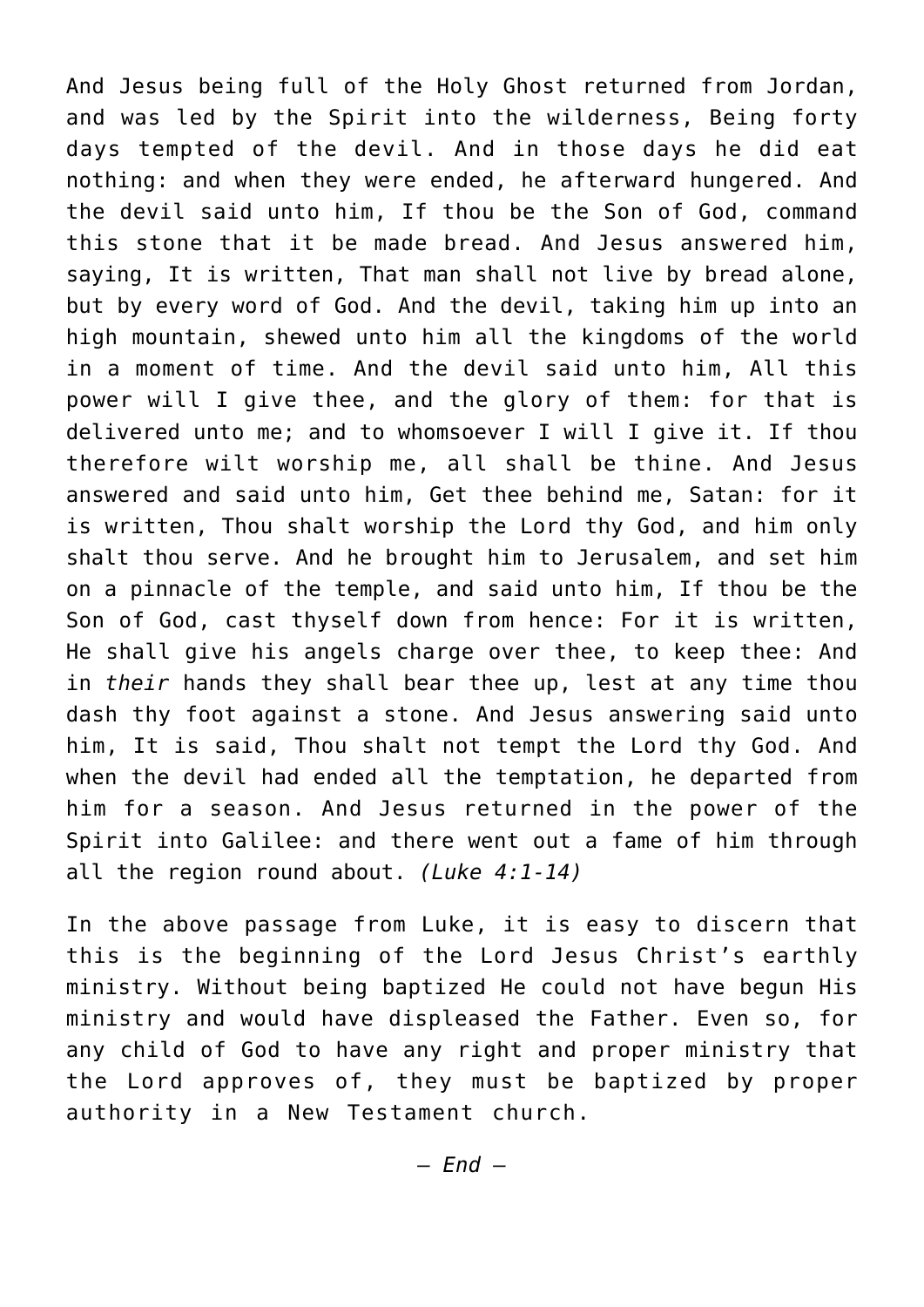And Jesus being full of the Holy Ghost returned from Jordan, and was led by the Spirit into the wilderness, Being forty days tempted of the devil. And in those days he did eat nothing: and when they were ended, he afterward hungered. And the devil said unto him, If thou be the Son of God, command this stone that it be made bread. And Jesus answered him, saying, It is written, That man shall not live by bread alone, but by every word of God. And the devil, taking him up into an high mountain, shewed unto him all the kingdoms of the world in a moment of time. And the devil said unto him, All this power will I give thee, and the glory of them: for that is delivered unto me; and to whomsoever I will I give it. If thou therefore wilt worship me, all shall be thine. And Jesus answered and said unto him, Get thee behind me, Satan: for it is written, Thou shalt worship the Lord thy God, and him only shalt thou serve. And he brought him to Jerusalem, and set him on a pinnacle of the temple, and said unto him, If thou be the Son of God, cast thyself down from hence: For it is written, He shall give his angels charge over thee, to keep thee: And in *their* hands they shall bear thee up, lest at any time thou dash thy foot against a stone. And Jesus answering said unto him, It is said, Thou shalt not tempt the Lord thy God. And when the devil had ended all the temptation, he departed from him for a season. And Jesus returned in the power of the Spirit into Galilee: and there went out a fame of him through all the region round about. *(Luke 4:1-14)*

In the above passage from Luke, it is easy to discern that this is the beginning of the Lord Jesus Christ's earthly ministry. Without being baptized He could not have begun His ministry and would have displeased the Father. Even so, for any child of God to have any right and proper ministry that the Lord approves of, they must be baptized by proper authority in a New Testament church.

*– End –*